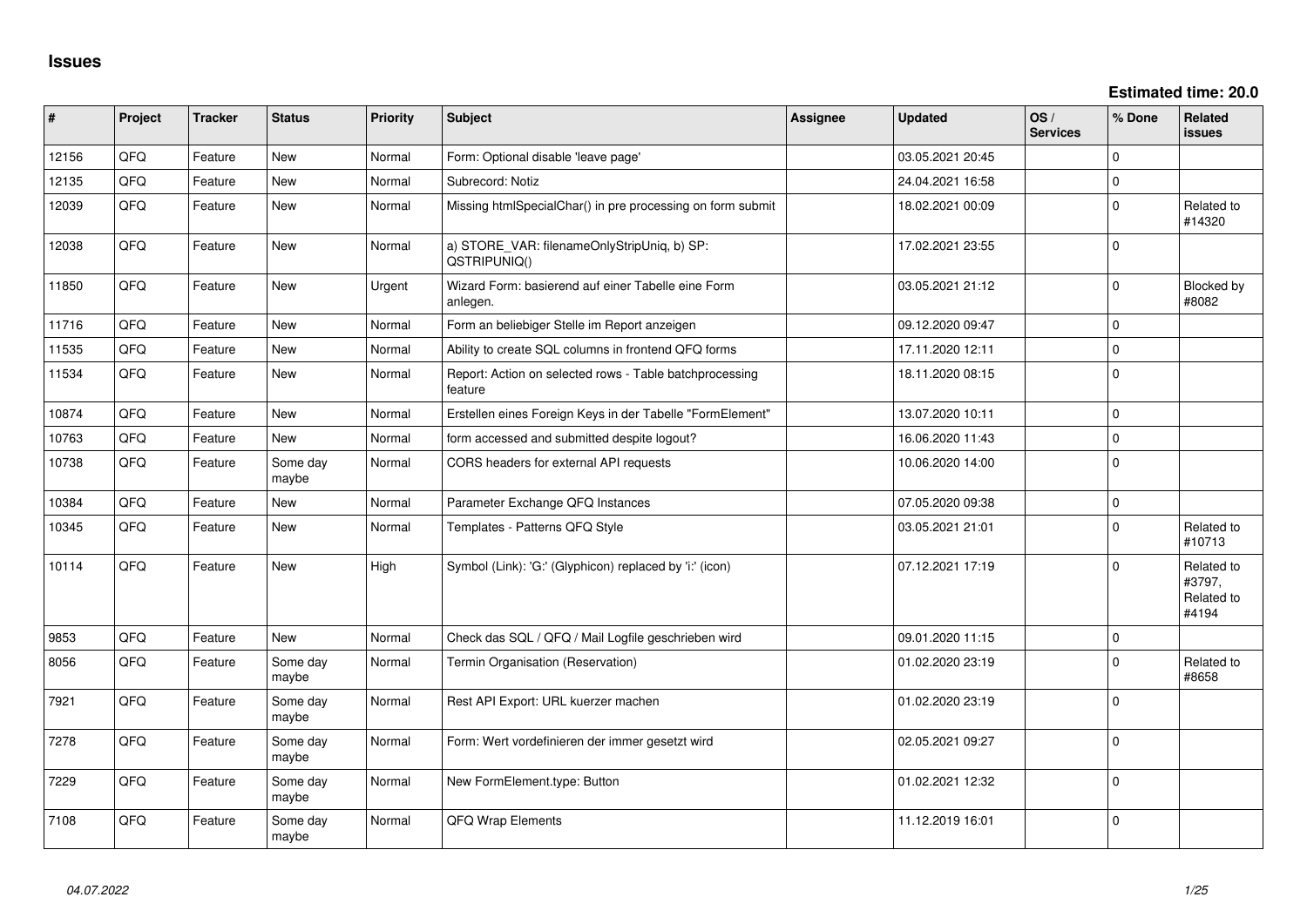# Issues

**Estimated time: 20.0**

| # | Project | Tracker | Status | Priority | Subject | Assignee | Updated | OS / Services | % Done | Related issues |
|---|---|---|---|---|---|---|---|---|---|---|
| 12156 | QFQ | Feature | New | Normal | Form: Optional disable 'leave page' | | 03.05.2021 20:45 | | 0 | |
| 12135 | QFQ | Feature | New | Normal | Subrecord: Notiz | | 24.04.2021 16:58 | | 0 | |
| 12039 | QFQ | Feature | New | Normal | Missing htmlSpecialChar() in pre processing on form submit | | 18.02.2021 00:09 | | 0 | Related to #14320 |
| 12038 | QFQ | Feature | New | Normal | a) STORE_VAR: filenameOnlyStripUniq, b) SP: QSTRIPUNIQ() | | 17.02.2021 23:55 | | 0 | |
| 11850 | QFQ | Feature | New | Urgent | Wizard Form: basierend auf einer Tabelle eine Form anlegen. | | 03.05.2021 21:12 | | 0 | Blocked by #8082 |
| 11716 | QFQ | Feature | New | Normal | Form an beliebiger Stelle im Report anzeigen | | 09.12.2020 09:47 | | 0 | |
| 11535 | QFQ | Feature | New | Normal | Ability to create SQL columns in frontend QFQ forms | | 17.11.2020 12:11 | | 0 | |
| 11534 | QFQ | Feature | New | Normal | Report: Action on selected rows - Table batchprocessing feature | | 18.11.2020 08:15 | | 0 | |
| 10874 | QFQ | Feature | New | Normal | Erstellen eines Foreign Keys in der Tabelle "FormElement" | | 13.07.2020 10:11 | | 0 | |
| 10763 | QFQ | Feature | New | Normal | form accessed and submitted despite logout? | | 16.06.2020 11:43 | | 0 | |
| 10738 | QFQ | Feature | Some day maybe | Normal | CORS headers for external API requests | | 10.06.2020 14:00 | | 0 | |
| 10384 | QFQ | Feature | New | Normal | Parameter Exchange QFQ Instances | | 07.05.2020 09:38 | | 0 | |
| 10345 | QFQ | Feature | New | Normal | Templates - Patterns QFQ Style | | 03.05.2021 21:01 | | 0 | Related to #10713 |
| 10114 | QFQ | Feature | New | High | Symbol (Link): 'G:' (Glyphicon) replaced by 'i:' (icon) | | 07.12.2021 17:19 | | 0 | Related to #3797, Related to #4194 |
| 9853 | QFQ | Feature | New | Normal | Check das SQL / QFQ / Mail Logfile geschrieben wird | | 09.01.2020 11:15 | | 0 | |
| 8056 | QFQ | Feature | Some day maybe | Normal | Termin Organisation (Reservation) | | 01.02.2020 23:19 | | 0 | Related to #8658 |
| 7921 | QFQ | Feature | Some day maybe | Normal | Rest API Export: URL kuerzer machen | | 01.02.2020 23:19 | | 0 | |
| 7278 | QFQ | Feature | Some day maybe | Normal | Form: Wert vordefinieren der immer gesetzt wird | | 02.05.2021 09:27 | | 0 | |
| 7229 | QFQ | Feature | Some day maybe | Normal | New FormElement.type: Button | | 01.02.2021 12:32 | | 0 | |
| 7108 | QFQ | Feature | Some day maybe | Normal | QFQ Wrap Elements | | 11.12.2019 16:01 | | 0 | |

*04.07.2022*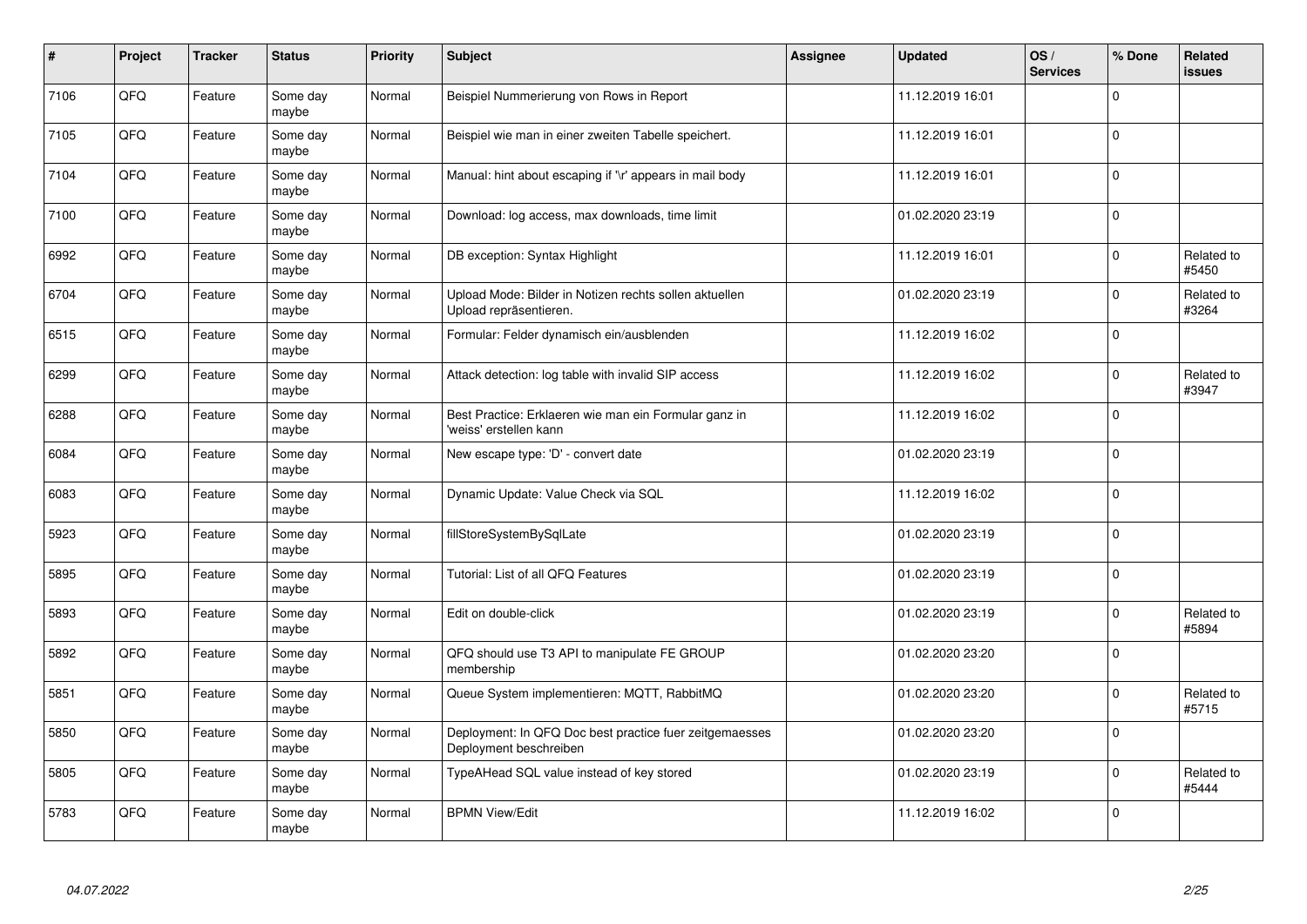| # | Project | Tracker | Status | Priority | Subject | Assignee | Updated | OS / Services | % Done | Related issues |
|---|---|---|---|---|---|---|---|---|---|---|
| 7106 | QFQ | Feature | Some day maybe | Normal | Beispiel Nummerierung von Rows in Report | | 11.12.2019 16:01 | | 0 | |
| 7105 | QFQ | Feature | Some day maybe | Normal | Beispiel wie man in einer zweiten Tabelle speichert. | | 11.12.2019 16:01 | | 0 | |
| 7104 | QFQ | Feature | Some day maybe | Normal | Manual: hint about escaping if '\r' appears in mail body | | 11.12.2019 16:01 | | 0 | |
| 7100 | QFQ | Feature | Some day maybe | Normal | Download: log access, max downloads, time limit | | 01.02.2020 23:19 | | 0 | |
| 6992 | QFQ | Feature | Some day maybe | Normal | DB exception: Syntax Highlight | | 11.12.2019 16:01 | | 0 | Related to #5450 |
| 6704 | QFQ | Feature | Some day maybe | Normal | Upload Mode: Bilder in Notizen rechts sollen aktuellen Upload repräsentieren. | | 01.02.2020 23:19 | | 0 | Related to #3264 |
| 6515 | QFQ | Feature | Some day maybe | Normal | Formular: Felder dynamisch ein/ausblenden | | 11.12.2019 16:02 | | 0 | |
| 6299 | QFQ | Feature | Some day maybe | Normal | Attack detection: log table with invalid SIP access | | 11.12.2019 16:02 | | 0 | Related to #3947 |
| 6288 | QFQ | Feature | Some day maybe | Normal | Best Practice: Erklaeren wie man ein Formular ganz in 'weiss' erstellen kann | | 11.12.2019 16:02 | | 0 | |
| 6084 | QFQ | Feature | Some day maybe | Normal | New escape type: 'D' - convert date | | 01.02.2020 23:19 | | 0 | |
| 6083 | QFQ | Feature | Some day maybe | Normal | Dynamic Update: Value Check via SQL | | 11.12.2019 16:02 | | 0 | |
| 5923 | QFQ | Feature | Some day maybe | Normal | fillStoreSystemBySqlLate | | 01.02.2020 23:19 | | 0 | |
| 5895 | QFQ | Feature | Some day maybe | Normal | Tutorial: List of all QFQ Features | | 01.02.2020 23:19 | | 0 | |
| 5893 | QFQ | Feature | Some day maybe | Normal | Edit on double-click | | 01.02.2020 23:19 | | 0 | Related to #5894 |
| 5892 | QFQ | Feature | Some day maybe | Normal | QFQ should use T3 API to manipulate FE GROUP membership | | 01.02.2020 23:20 | | 0 | |
| 5851 | QFQ | Feature | Some day maybe | Normal | Queue System implementieren: MQTT, RabbitMQ | | 01.02.2020 23:20 | | 0 | Related to #5715 |
| 5850 | QFQ | Feature | Some day maybe | Normal | Deployment: In QFQ Doc best practice fuer zeitgemaesses Deployment beschreiben | | 01.02.2020 23:20 | | 0 | |
| 5805 | QFQ | Feature | Some day maybe | Normal | TypeAHead SQL value instead of key stored | | 01.02.2020 23:19 | | 0 | Related to #5444 |
| 5783 | QFQ | Feature | Some day maybe | Normal | BPMN View/Edit | | 11.12.2019 16:02 | | 0 | |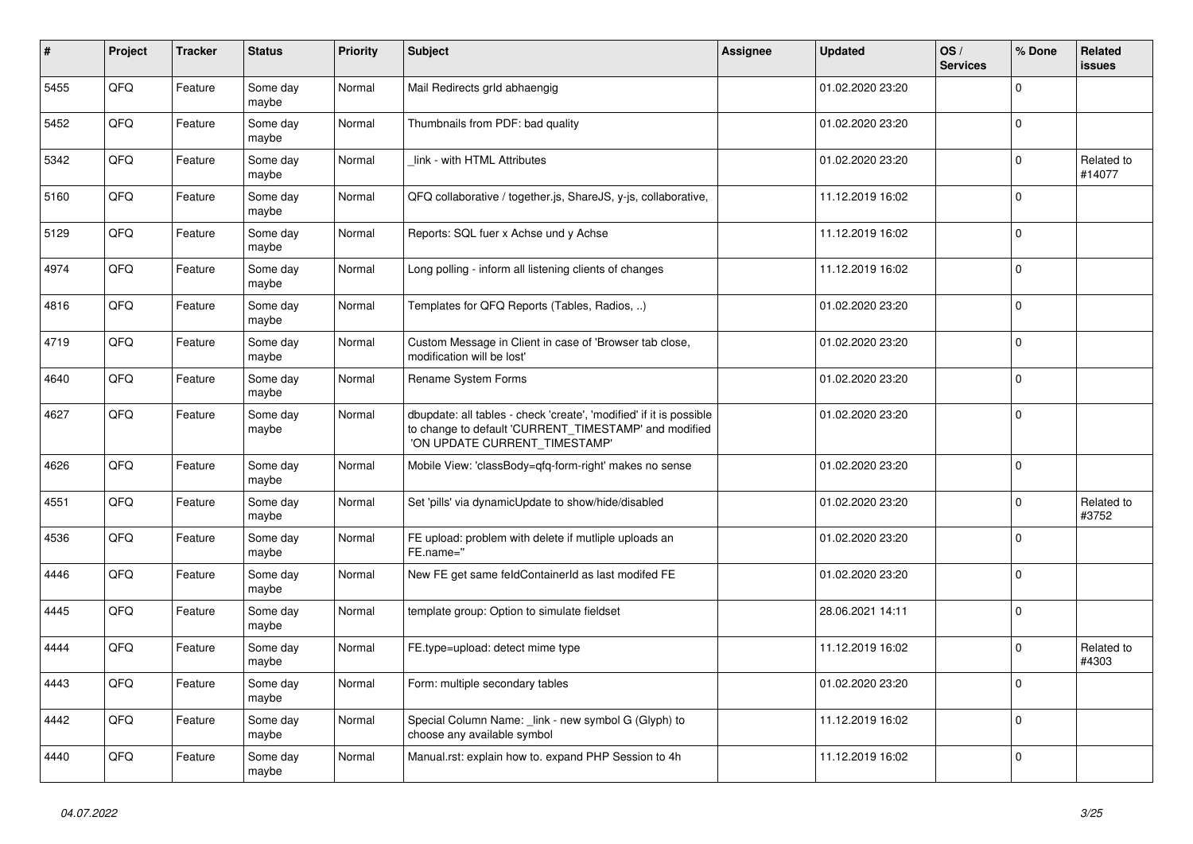| # | Project | Tracker | Status | Priority | Subject | Assignee | Updated | OS / Services | % Done | Related issues |
|---|---|---|---|---|---|---|---|---|---|---|
| 5455 | QFQ | Feature | Some day maybe | Normal | Mail Redirects grId abhaengig | | 01.02.2020 23:20 | | 0 | |
| 5452 | QFQ | Feature | Some day maybe | Normal | Thumbnails from PDF: bad quality | | 01.02.2020 23:20 | | 0 | |
| 5342 | QFQ | Feature | Some day maybe | Normal | _link - with HTML Attributes | | 01.02.2020 23:20 | | 0 | Related to #14077 |
| 5160 | QFQ | Feature | Some day maybe | Normal | QFQ collaborative / together.js, ShareJS, y-js, collaborative, | | 11.12.2019 16:02 | | 0 | |
| 5129 | QFQ | Feature | Some day maybe | Normal | Reports: SQL fuer x Achse und y Achse | | 11.12.2019 16:02 | | 0 | |
| 4974 | QFQ | Feature | Some day maybe | Normal | Long polling - inform all listening clients of changes | | 11.12.2019 16:02 | | 0 | |
| 4816 | QFQ | Feature | Some day maybe | Normal | Templates for QFQ Reports (Tables, Radios, ..) | | 01.02.2020 23:20 | | 0 | |
| 4719 | QFQ | Feature | Some day maybe | Normal | Custom Message in Client in case of 'Browser tab close, modification will be lost' | | 01.02.2020 23:20 | | 0 | |
| 4640 | QFQ | Feature | Some day maybe | Normal | Rename System Forms | | 01.02.2020 23:20 | | 0 | |
| 4627 | QFQ | Feature | Some day maybe | Normal | dbupdate: all tables - check 'create', 'modified' if it is possible to change to default 'CURRENT_TIMESTAMP' and modified 'ON UPDATE CURRENT_TIMESTAMP' | | 01.02.2020 23:20 | | 0 | |
| 4626 | QFQ | Feature | Some day maybe | Normal | Mobile View: 'classBody=qfq-form-right' makes no sense | | 01.02.2020 23:20 | | 0 | |
| 4551 | QFQ | Feature | Some day maybe | Normal | Set 'pills' via dynamicUpdate to show/hide/disabled | | 01.02.2020 23:20 | | 0 | Related to #3752 |
| 4536 | QFQ | Feature | Some day maybe | Normal | FE upload: problem with delete if mutliple uploads an FE.name=" | | 01.02.2020 23:20 | | 0 | |
| 4446 | QFQ | Feature | Some day maybe | Normal | New FE get same feldContainerId as last modifed FE | | 01.02.2020 23:20 | | 0 | |
| 4445 | QFQ | Feature | Some day maybe | Normal | template group: Option to simulate fieldset | | 28.06.2021 14:11 | | 0 | |
| 4444 | QFQ | Feature | Some day maybe | Normal | FE.type=upload: detect mime type | | 11.12.2019 16:02 | | 0 | Related to #4303 |
| 4443 | QFQ | Feature | Some day maybe | Normal | Form: multiple secondary tables | | 01.02.2020 23:20 | | 0 | |
| 4442 | QFQ | Feature | Some day maybe | Normal | Special Column Name: _link - new symbol G (Glyph) to choose any available symbol | | 11.12.2019 16:02 | | 0 | |
| 4440 | QFQ | Feature | Some day maybe | Normal | Manual.rst: explain how to. expand PHP Session to 4h | | 11.12.2019 16:02 | | 0 | |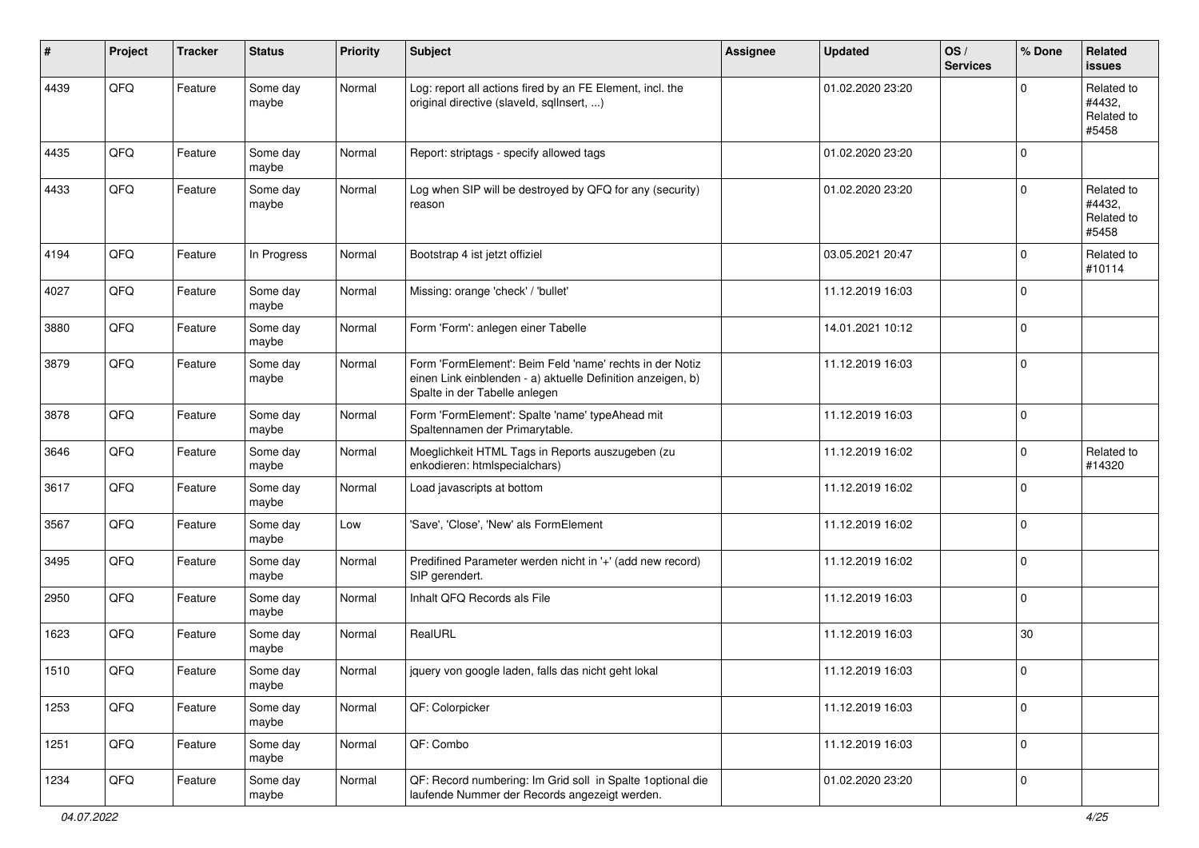| # | Project | Tracker | Status | Priority | Subject | Assignee | Updated | OS / Services | % Done | Related issues |
|---|---|---|---|---|---|---|---|---|---|---|
| 4439 | QFQ | Feature | Some day maybe | Normal | Log: report all actions fired by an FE Element, incl. the original directive (slaveId, sqlInsert, ...) | | 01.02.2020 23:20 | | 0 | Related to #4432, Related to #5458 |
| 4435 | QFQ | Feature | Some day maybe | Normal | Report: striptags - specify allowed tags | | 01.02.2020 23:20 | | 0 | |
| 4433 | QFQ | Feature | Some day maybe | Normal | Log when SIP will be destroyed by QFQ for any (security) reason | | 01.02.2020 23:20 | | 0 | Related to #4432, Related to #5458 |
| 4194 | QFQ | Feature | In Progress | Normal | Bootstrap 4 ist jetzt offiziel | | 03.05.2021 20:47 | | 0 | Related to #10114 |
| 4027 | QFQ | Feature | Some day maybe | Normal | Missing: orange 'check' / 'bullet' | | 11.12.2019 16:03 | | 0 | |
| 3880 | QFQ | Feature | Some day maybe | Normal | Form 'Form': anlegen einer Tabelle | | 14.01.2021 10:12 | | 0 | |
| 3879 | QFQ | Feature | Some day maybe | Normal | Form 'FormElement': Beim Feld 'name' rechts in der Notiz einen Link einblenden - a) aktuelle Definition anzeigen, b) Spalte in der Tabelle anlegen | | 11.12.2019 16:03 | | 0 | |
| 3878 | QFQ | Feature | Some day maybe | Normal | Form 'FormElement': Spalte 'name' typeAhead mit Spaltennamen der Primarytable. | | 11.12.2019 16:03 | | 0 | |
| 3646 | QFQ | Feature | Some day maybe | Normal | Moeglichkeit HTML Tags in Reports auszugeben (zu enkodieren: htmlspecialchars) | | 11.12.2019 16:02 | | 0 | Related to #14320 |
| 3617 | QFQ | Feature | Some day maybe | Normal | Load javascripts at bottom | | 11.12.2019 16:02 | | 0 | |
| 3567 | QFQ | Feature | Some day maybe | Low | 'Save', 'Close', 'New' als FormElement | | 11.12.2019 16:02 | | 0 | |
| 3495 | QFQ | Feature | Some day maybe | Normal | Predifined Parameter werden nicht in '+' (add new record) SIP gerendert. | | 11.12.2019 16:02 | | 0 | |
| 2950 | QFQ | Feature | Some day maybe | Normal | Inhalt QFQ Records als File | | 11.12.2019 16:03 | | 0 | |
| 1623 | QFQ | Feature | Some day maybe | Normal | RealURL | | 11.12.2019 16:03 | | 30 | |
| 1510 | QFQ | Feature | Some day maybe | Normal | jquery von google laden, falls das nicht geht lokal | | 11.12.2019 16:03 | | 0 | |
| 1253 | QFQ | Feature | Some day maybe | Normal | QF: Colorpicker | | 11.12.2019 16:03 | | 0 | |
| 1251 | QFQ | Feature | Some day maybe | Normal | QF: Combo | | 11.12.2019 16:03 | | 0 | |
| 1234 | QFQ | Feature | Some day maybe | Normal | QF: Record numbering: Im Grid soll in Spalte 1optional die laufende Nummer der Records angezeigt werden. | | 01.02.2020 23:20 | | 0 | |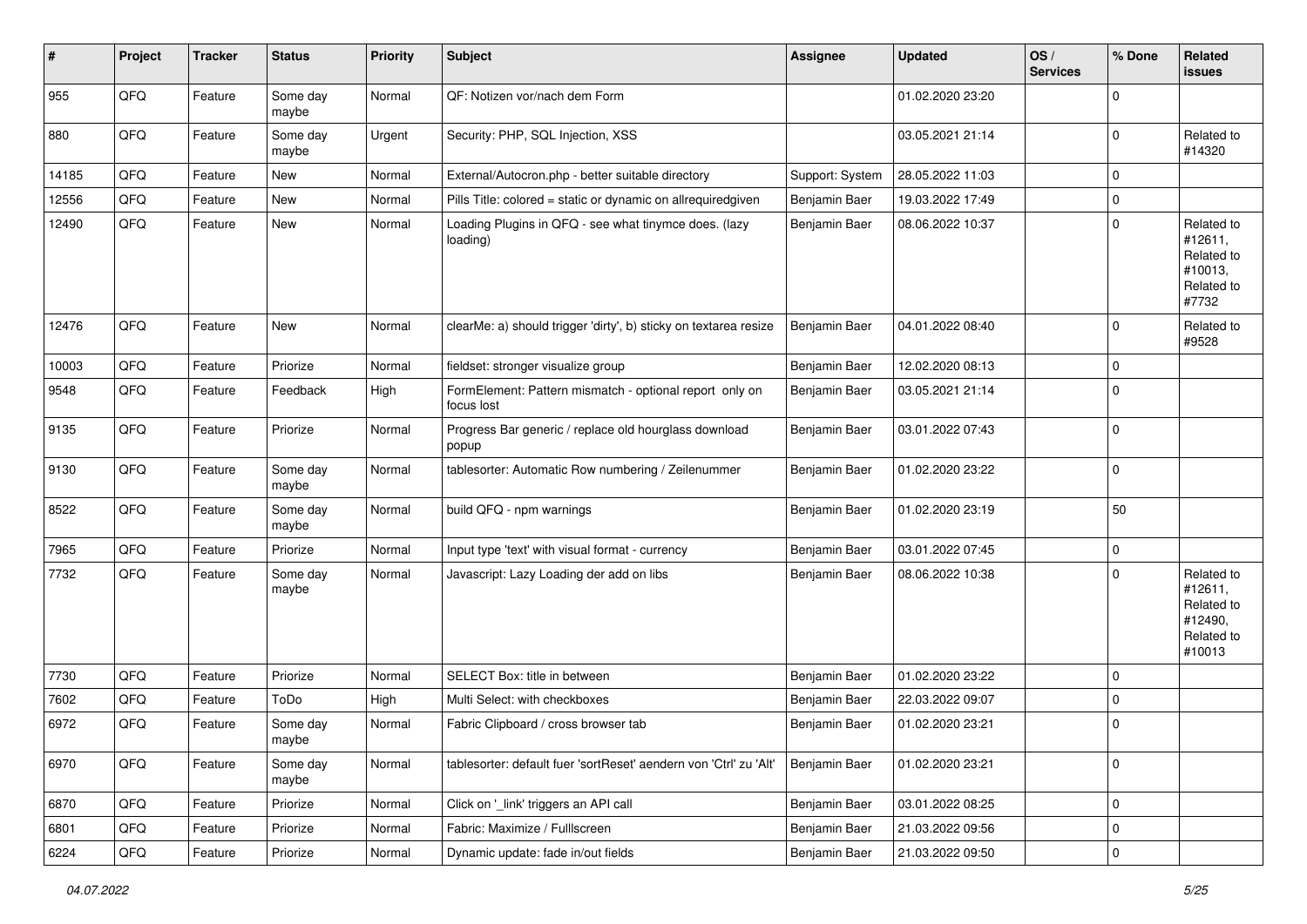| # | Project | Tracker | Status | Priority | Subject | Assignee | Updated | OS / Services | % Done | Related issues |
|---|---|---|---|---|---|---|---|---|---|---|
| 955 | QFQ | Feature | Some day maybe | Normal | QF: Notizen vor/nach dem Form | | 01.02.2020 23:20 | | 0 | |
| 880 | QFQ | Feature | Some day maybe | Urgent | Security: PHP, SQL Injection, XSS | | 03.05.2021 21:14 | | 0 | Related to #14320 |
| 14185 | QFQ | Feature | New | Normal | External/Autocron.php - better suitable directory | Support: System | 28.05.2022 11:03 | | 0 | |
| 12556 | QFQ | Feature | New | Normal | Pills Title: colored = static or dynamic on allrequiredgiven | Benjamin Baer | 19.03.2022 17:49 | | 0 | |
| 12490 | QFQ | Feature | New | Normal | Loading Plugins in QFQ - see what tinymce does. (lazy loading) | Benjamin Baer | 08.06.2022 10:37 | | 0 | Related to #12611, Related to #10013, Related to #7732 |
| 12476 | QFQ | Feature | New | Normal | clearMe: a) should trigger 'dirty', b) sticky on textarea resize | Benjamin Baer | 04.01.2022 08:40 | | 0 | Related to #9528 |
| 10003 | QFQ | Feature | Priorize | Normal | fieldset: stronger visualize group | Benjamin Baer | 12.02.2020 08:13 | | 0 | |
| 9548 | QFQ | Feature | Feedback | High | FormElement: Pattern mismatch - optional report only on focus lost | Benjamin Baer | 03.05.2021 21:14 | | 0 | |
| 9135 | QFQ | Feature | Priorize | Normal | Progress Bar generic / replace old hourglass download popup | Benjamin Baer | 03.01.2022 07:43 | | 0 | |
| 9130 | QFQ | Feature | Some day maybe | Normal | tablesorter: Automatic Row numbering / Zeilenummer | Benjamin Baer | 01.02.2020 23:22 | | 0 | |
| 8522 | QFQ | Feature | Some day maybe | Normal | build QFQ - npm warnings | Benjamin Baer | 01.02.2020 23:19 | | 50 | |
| 7965 | QFQ | Feature | Priorize | Normal | Input type 'text' with visual format - currency | Benjamin Baer | 03.01.2022 07:45 | | 0 | |
| 7732 | QFQ | Feature | Some day maybe | Normal | Javascript: Lazy Loading der add on libs | Benjamin Baer | 08.06.2022 10:38 | | 0 | Related to #12611, Related to #12490, Related to #10013 |
| 7730 | QFQ | Feature | Priorize | Normal | SELECT Box: title in between | Benjamin Baer | 01.02.2020 23:22 | | 0 | |
| 7602 | QFQ | Feature | ToDo | High | Multi Select: with checkboxes | Benjamin Baer | 22.03.2022 09:07 | | 0 | |
| 6972 | QFQ | Feature | Some day maybe | Normal | Fabric Clipboard / cross browser tab | Benjamin Baer | 01.02.2020 23:21 | | 0 | |
| 6970 | QFQ | Feature | Some day maybe | Normal | tablesorter: default fuer 'sortReset' aendern von 'Ctrl' zu 'Alt' | Benjamin Baer | 01.02.2020 23:21 | | 0 | |
| 6870 | QFQ | Feature | Priorize | Normal | Click on '_link' triggers an API call | Benjamin Baer | 03.01.2022 08:25 | | 0 | |
| 6801 | QFQ | Feature | Priorize | Normal | Fabric: Maximize / FullIscreen | Benjamin Baer | 21.03.2022 09:56 | | 0 | |
| 6224 | QFQ | Feature | Priorize | Normal | Dynamic update: fade in/out fields | Benjamin Baer | 21.03.2022 09:50 | | 0 | |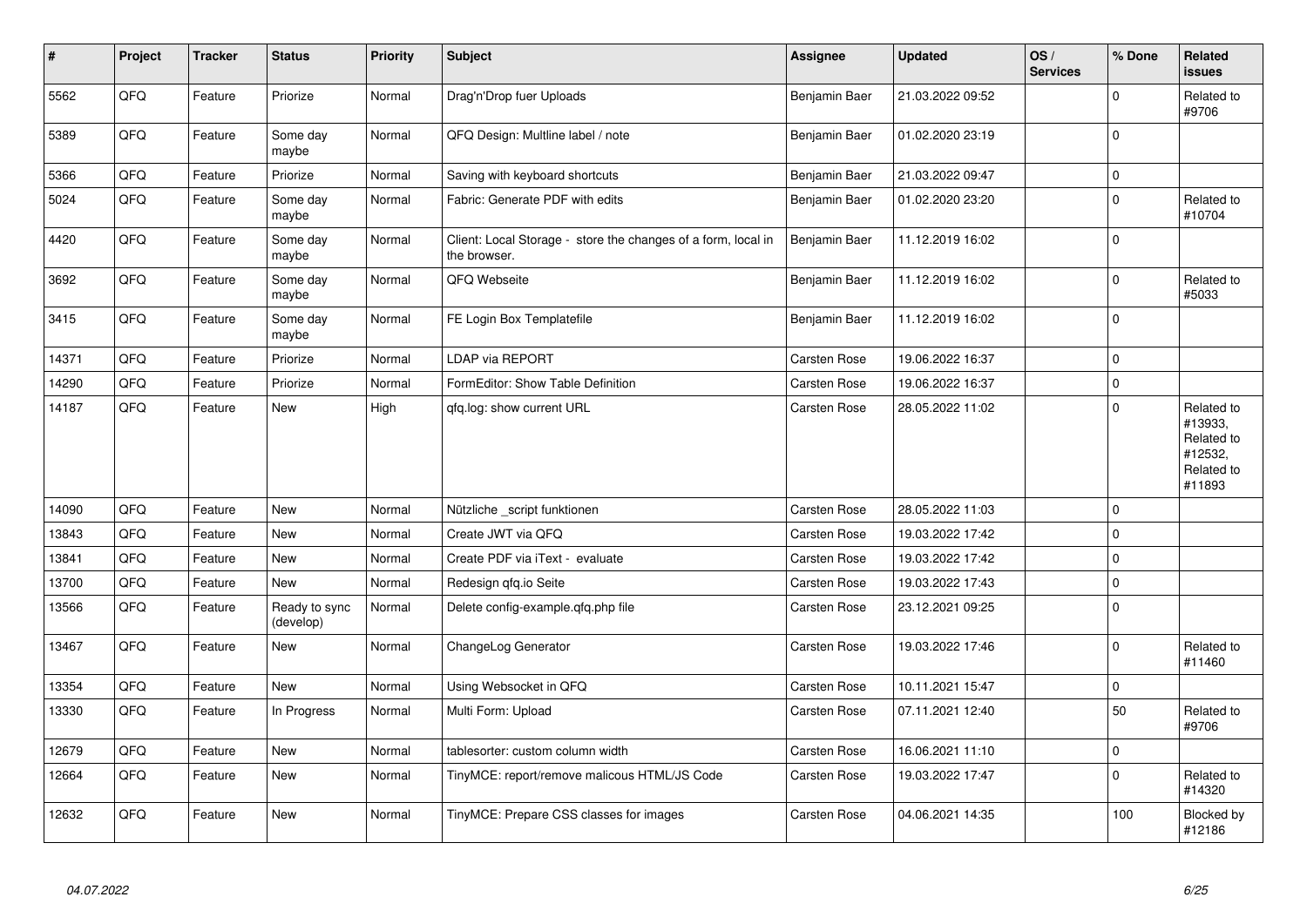| # | Project | Tracker | Status | Priority | Subject | Assignee | Updated | OS / Services | % Done | Related issues |
|---|---|---|---|---|---|---|---|---|---|---|
| 5562 | QFQ | Feature | Priorize | Normal | Drag'n'Drop fuer Uploads | Benjamin Baer | 21.03.2022 09:52 | | 0 | Related to #9706 |
| 5389 | QFQ | Feature | Some day maybe | Normal | QFQ Design: Multline label / note | Benjamin Baer | 01.02.2020 23:19 | | 0 | |
| 5366 | QFQ | Feature | Priorize | Normal | Saving with keyboard shortcuts | Benjamin Baer | 21.03.2022 09:47 | | 0 | |
| 5024 | QFQ | Feature | Some day maybe | Normal | Fabric: Generate PDF with edits | Benjamin Baer | 01.02.2020 23:20 | | 0 | Related to #10704 |
| 4420 | QFQ | Feature | Some day maybe | Normal | Client: Local Storage - store the changes of a form, local in the browser. | Benjamin Baer | 11.12.2019 16:02 | | 0 | |
| 3692 | QFQ | Feature | Some day maybe | Normal | QFQ Webseite | Benjamin Baer | 11.12.2019 16:02 | | 0 | Related to #5033 |
| 3415 | QFQ | Feature | Some day maybe | Normal | FE Login Box Templatefile | Benjamin Baer | 11.12.2019 16:02 | | 0 | |
| 14371 | QFQ | Feature | Priorize | Normal | LDAP via REPORT | Carsten Rose | 19.06.2022 16:37 | | 0 | |
| 14290 | QFQ | Feature | Priorize | Normal | FormEditor: Show Table Definition | Carsten Rose | 19.06.2022 16:37 | | 0 | |
| 14187 | QFQ | Feature | New | High | qfq.log: show current URL | Carsten Rose | 28.05.2022 11:02 | | 0 | Related to #13933, Related to #12532, Related to #11893 |
| 14090 | QFQ | Feature | New | Normal | Nützliche _script funktionen | Carsten Rose | 28.05.2022 11:03 | | 0 | |
| 13843 | QFQ | Feature | New | Normal | Create JWT via QFQ | Carsten Rose | 19.03.2022 17:42 | | 0 | |
| 13841 | QFQ | Feature | New | Normal | Create PDF via iText - evaluate | Carsten Rose | 19.03.2022 17:42 | | 0 | |
| 13700 | QFQ | Feature | New | Normal | Redesign qfq.io Seite | Carsten Rose | 19.03.2022 17:43 | | 0 | |
| 13566 | QFQ | Feature | Ready to sync (develop) | Normal | Delete config-example.qfq.php file | Carsten Rose | 23.12.2021 09:25 | | 0 | |
| 13467 | QFQ | Feature | New | Normal | ChangeLog Generator | Carsten Rose | 19.03.2022 17:46 | | 0 | Related to #11460 |
| 13354 | QFQ | Feature | New | Normal | Using Websocket in QFQ | Carsten Rose | 10.11.2021 15:47 | | 0 | |
| 13330 | QFQ | Feature | In Progress | Normal | Multi Form: Upload | Carsten Rose | 07.11.2021 12:40 | | 50 | Related to #9706 |
| 12679 | QFQ | Feature | New | Normal | tablesorter: custom column width | Carsten Rose | 16.06.2021 11:10 | | 0 | |
| 12664 | QFQ | Feature | New | Normal | TinyMCE: report/remove malicous HTML/JS Code | Carsten Rose | 19.03.2022 17:47 | | 0 | Related to #14320 |
| 12632 | QFQ | Feature | New | Normal | TinyMCE: Prepare CSS classes for images | Carsten Rose | 04.06.2021 14:35 | | 100 | Blocked by #12186 |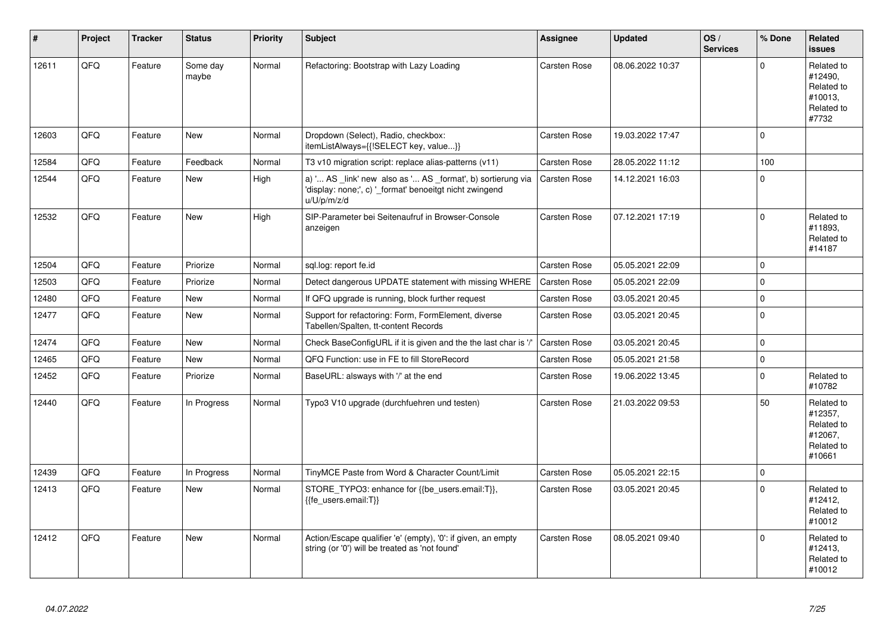| # | Project | Tracker | Status | Priority | Subject | Assignee | Updated | OS / Services | % Done | Related issues |
|---|---|---|---|---|---|---|---|---|---|---|
| 12611 | QFQ | Feature | Some day maybe | Normal | Refactoring: Bootstrap with Lazy Loading | Carsten Rose | 08.06.2022 10:37 | | 0 | Related to #12490, Related to #10013, Related to #7732 |
| 12603 | QFQ | Feature | New | Normal | Dropdown (Select), Radio, checkbox: itemListAlways={{!SELECT key, value...}} | Carsten Rose | 19.03.2022 17:47 | | 0 | |
| 12584 | QFQ | Feature | Feedback | Normal | T3 v10 migration script: replace alias-patterns (v11) | Carsten Rose | 28.05.2022 11:12 | | 100 | |
| 12544 | QFQ | Feature | New | High | a) '... AS _link' new also as '... AS _format', b) sortierung via 'display: none;', c) '_format' benoeitgt nicht zwingend u/U/p/m/z/d | Carsten Rose | 14.12.2021 16:03 | | 0 | |
| 12532 | QFQ | Feature | New | High | SIP-Parameter bei Seitenaufruf in Browser-Console anzeigen | Carsten Rose | 07.12.2021 17:19 | | 0 | Related to #11893, Related to #14187 |
| 12504 | QFQ | Feature | Priorize | Normal | sql.log: report fe.id | Carsten Rose | 05.05.2021 22:09 | | 0 | |
| 12503 | QFQ | Feature | Priorize | Normal | Detect dangerous UPDATE statement with missing WHERE | Carsten Rose | 05.05.2021 22:09 | | 0 | |
| 12480 | QFQ | Feature | New | Normal | If QFQ upgrade is running, block further request | Carsten Rose | 03.05.2021 20:45 | | 0 | |
| 12477 | QFQ | Feature | New | Normal | Support for refactoring: Form, FormElement, diverse Tabellen/Spalten, tt-content Records | Carsten Rose | 03.05.2021 20:45 | | 0 | |
| 12474 | QFQ | Feature | New | Normal | Check BaseConfigURL if it is given and the the last char is '/' | Carsten Rose | 03.05.2021 20:45 | | 0 | |
| 12465 | QFQ | Feature | New | Normal | QFQ Function: use in FE to fill StoreRecord | Carsten Rose | 05.05.2021 21:58 | | 0 | |
| 12452 | QFQ | Feature | Priorize | Normal | BaseURL: alsways with '/' at the end | Carsten Rose | 19.06.2022 13:45 | | 0 | Related to #10782 |
| 12440 | QFQ | Feature | In Progress | Normal | Typo3 V10 upgrade (durchfuehren und testen) | Carsten Rose | 21.03.2022 09:53 | | 50 | Related to #12357, Related to #12067, Related to #10661 |
| 12439 | QFQ | Feature | In Progress | Normal | TinyMCE Paste from Word & Character Count/Limit | Carsten Rose | 05.05.2021 22:15 | | 0 | |
| 12413 | QFQ | Feature | New | Normal | STORE_TYPO3: enhance for {{be_users.email:T}}, {{fe_users.email:T}} | Carsten Rose | 03.05.2021 20:45 | | 0 | Related to #12412, Related to #10012 |
| 12412 | QFQ | Feature | New | Normal | Action/Escape qualifier 'e' (empty), '0': if given, an empty string (or '0') will be treated as 'not found' | Carsten Rose | 08.05.2021 09:40 | | 0 | Related to #12413, Related to #10012 |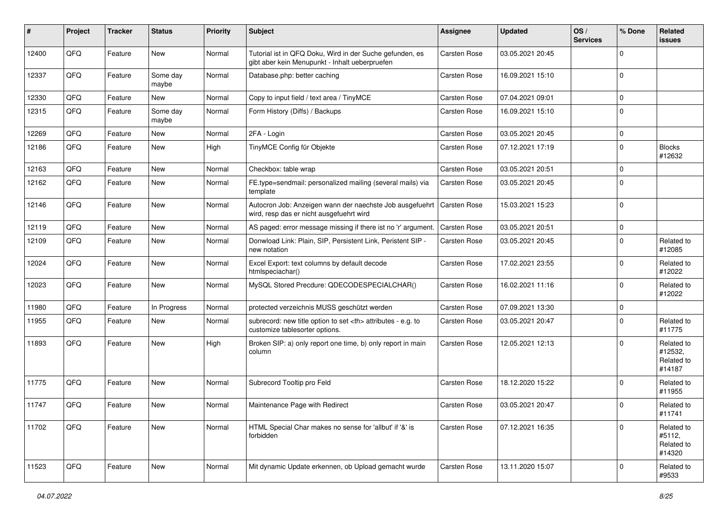| # | Project | Tracker | Status | Priority | Subject | Assignee | Updated | OS / Services | % Done | Related issues |
|---|---|---|---|---|---|---|---|---|---|---|
| 12400 | QFQ | Feature | New | Normal | Tutorial ist in QFQ Doku, Wird in der Suche gefunden, es gibt aber kein Menupunkt - Inhalt ueberpruefen | Carsten Rose | 03.05.2021 20:45 | | 0 | |
| 12337 | QFQ | Feature | Some day maybe | Normal | Database.php: better caching | Carsten Rose | 16.09.2021 15:10 | | 0 | |
| 12330 | QFQ | Feature | New | Normal | Copy to input field / text area / TinyMCE | Carsten Rose | 07.04.2021 09:01 | | 0 | |
| 12315 | QFQ | Feature | Some day maybe | Normal | Form History (Diffs) / Backups | Carsten Rose | 16.09.2021 15:10 | | 0 | |
| 12269 | QFQ | Feature | New | Normal | 2FA - Login | Carsten Rose | 03.05.2021 20:45 | | 0 | |
| 12186 | QFQ | Feature | New | High | TinyMCE Config für Objekte | Carsten Rose | 07.12.2021 17:19 | | 0 | Blocks #12632 |
| 12163 | QFQ | Feature | New | Normal | Checkbox: table wrap | Carsten Rose | 03.05.2021 20:51 | | 0 | |
| 12162 | QFQ | Feature | New | Normal | FE.type=sendmail: personalized mailing (several mails) via template | Carsten Rose | 03.05.2021 20:45 | | 0 | |
| 12146 | QFQ | Feature | New | Normal | Autocron Job: Anzeigen wann der naechste Job ausgefuehrt wird, resp das er nicht ausgefuehrt wird | Carsten Rose | 15.03.2021 15:23 | | 0 | |
| 12119 | QFQ | Feature | New | Normal | AS paged: error message missing if there ist no 'r' argument. | Carsten Rose | 03.05.2021 20:51 | | 0 | |
| 12109 | QFQ | Feature | New | Normal | Donwload Link: Plain, SIP, Persistent Link, Peristent SIP - new notation | Carsten Rose | 03.05.2021 20:45 | | 0 | Related to #12085 |
| 12024 | QFQ | Feature | New | Normal | Excel Export: text columns by default decode htmlspeciachar() | Carsten Rose | 17.02.2021 23:55 | | 0 | Related to #12022 |
| 12023 | QFQ | Feature | New | Normal | MySQL Stored Precdure: QDECODESPECIALCHAR() | Carsten Rose | 16.02.2021 11:16 | | 0 | Related to #12022 |
| 11980 | QFQ | Feature | In Progress | Normal | protected verzeichnis MUSS geschützt werden | Carsten Rose | 07.09.2021 13:30 | | 0 | |
| 11955 | QFQ | Feature | New | Normal | subrecord: new title option to set <th> attributes - e.g. to customize tablesorter options. | Carsten Rose | 03.05.2021 20:47 | | 0 | Related to #11775 |
| 11893 | QFQ | Feature | New | High | Broken SIP: a) only report one time, b) only report in main column | Carsten Rose | 12.05.2021 12:13 | | 0 | Related to #12532, Related to #14187 |
| 11775 | QFQ | Feature | New | Normal | Subrecord Tooltip pro Feld | Carsten Rose | 18.12.2020 15:22 | | 0 | Related to #11955 |
| 11747 | QFQ | Feature | New | Normal | Maintenance Page with Redirect | Carsten Rose | 03.05.2021 20:47 | | 0 | Related to #11741 |
| 11702 | QFQ | Feature | New | Normal | HTML Special Char makes no sense for 'allbut' if '&' is forbidden | Carsten Rose | 07.12.2021 16:35 | | 0 | Related to #5112, Related to #14320 |
| 11523 | QFQ | Feature | New | Normal | Mit dynamic Update erkennen, ob Upload gemacht wurde | Carsten Rose | 13.11.2020 15:07 | | 0 | Related to #9533 |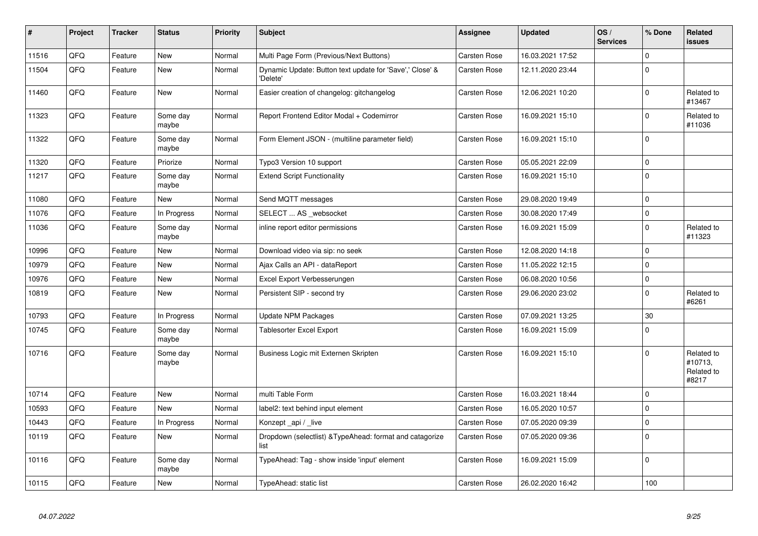| # | Project | Tracker | Status | Priority | Subject | Assignee | Updated | OS / Services | % Done | Related issues |
|---|---|---|---|---|---|---|---|---|---|---|
| 11516 | QFQ | Feature | New | Normal | Multi Page Form (Previous/Next Buttons) | Carsten Rose | 16.03.2021 17:52 | | 0 | |
| 11504 | QFQ | Feature | New | Normal | Dynamic Update: Button text update for 'Save',' Close' & 'Delete' | Carsten Rose | 12.11.2020 23:44 | | 0 | |
| 11460 | QFQ | Feature | New | Normal | Easier creation of changelog: gitchangelog | Carsten Rose | 12.06.2021 10:20 | | 0 | Related to #13467 |
| 11323 | QFQ | Feature | Some day maybe | Normal | Report Frontend Editor Modal + Codemirror | Carsten Rose | 16.09.2021 15:10 | | 0 | Related to #11036 |
| 11322 | QFQ | Feature | Some day maybe | Normal | Form Element JSON - (multiline parameter field) | Carsten Rose | 16.09.2021 15:10 | | 0 | |
| 11320 | QFQ | Feature | Priorize | Normal | Typo3 Version 10 support | Carsten Rose | 05.05.2021 22:09 | | 0 | |
| 11217 | QFQ | Feature | Some day maybe | Normal | Extend Script Functionality | Carsten Rose | 16.09.2021 15:10 | | 0 | |
| 11080 | QFQ | Feature | New | Normal | Send MQTT messages | Carsten Rose | 29.08.2020 19:49 | | 0 | |
| 11076 | QFQ | Feature | In Progress | Normal | SELECT ... AS _websocket | Carsten Rose | 30.08.2020 17:49 | | 0 | |
| 11036 | QFQ | Feature | Some day maybe | Normal | inline report editor permissions | Carsten Rose | 16.09.2021 15:09 | | 0 | Related to #11323 |
| 10996 | QFQ | Feature | New | Normal | Download video via sip: no seek | Carsten Rose | 12.08.2020 14:18 | | 0 | |
| 10979 | QFQ | Feature | New | Normal | Ajax Calls an API - dataReport | Carsten Rose | 11.05.2022 12:15 | | 0 | |
| 10976 | QFQ | Feature | New | Normal | Excel Export Verbesserungen | Carsten Rose | 06.08.2020 10:56 | | 0 | |
| 10819 | QFQ | Feature | New | Normal | Persistent SIP - second try | Carsten Rose | 29.06.2020 23:02 | | 0 | Related to #6261 |
| 10793 | QFQ | Feature | In Progress | Normal | Update NPM Packages | Carsten Rose | 07.09.2021 13:25 | | 30 | |
| 10745 | QFQ | Feature | Some day maybe | Normal | Tablesorter Excel Export | Carsten Rose | 16.09.2021 15:09 | | 0 | |
| 10716 | QFQ | Feature | Some day maybe | Normal | Business Logic mit Externen Skripten | Carsten Rose | 16.09.2021 15:10 | | 0 | Related to #10713, Related to #8217 |
| 10714 | QFQ | Feature | New | Normal | multi Table Form | Carsten Rose | 16.03.2021 18:44 | | 0 | |
| 10593 | QFQ | Feature | New | Normal | label2: text behind input element | Carsten Rose | 16.05.2020 10:57 | | 0 | |
| 10443 | QFQ | Feature | In Progress | Normal | Konzept _api / _live | Carsten Rose | 07.05.2020 09:39 | | 0 | |
| 10119 | QFQ | Feature | New | Normal | Dropdown (selectlist) &TypeAhead: format and catagorize list | Carsten Rose | 07.05.2020 09:36 | | 0 | |
| 10116 | QFQ | Feature | Some day maybe | Normal | TypeAhead: Tag - show inside 'input' element | Carsten Rose | 16.09.2021 15:09 | | 0 | |
| 10115 | QFQ | Feature | New | Normal | TypeAhead: static list | Carsten Rose | 26.02.2020 16:42 | | 100 | |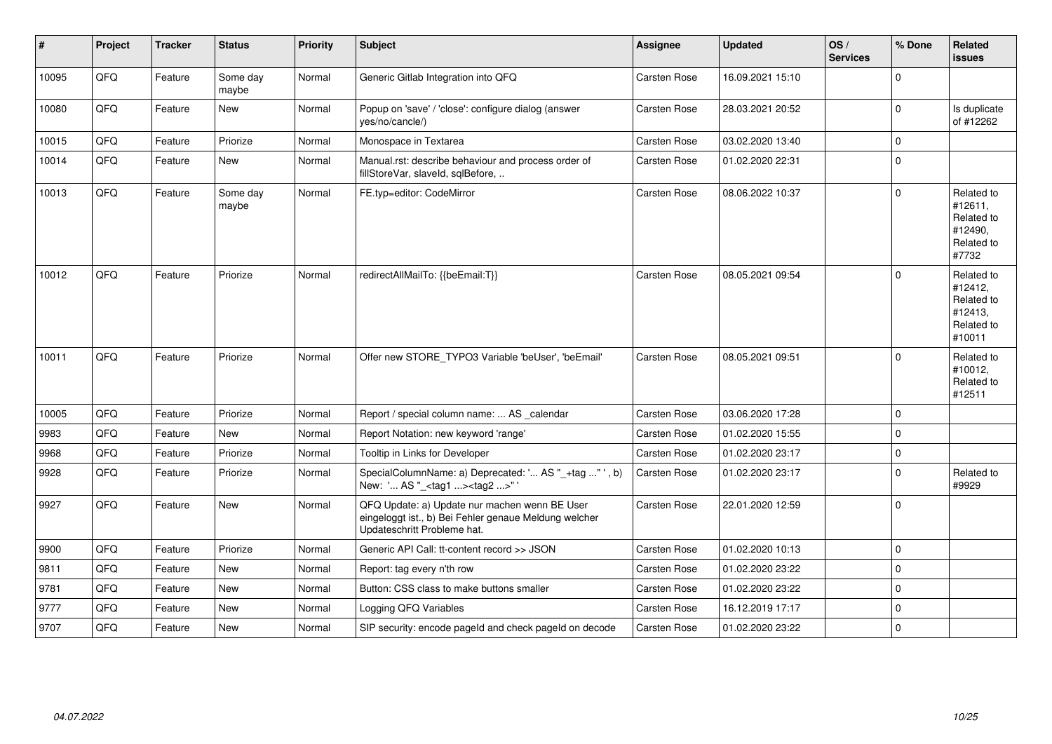| # | Project | Tracker | Status | Priority | Subject | Assignee | Updated | OS / Services | % Done | Related issues |
|---|---|---|---|---|---|---|---|---|---|---|
| 10095 | QFQ | Feature | Some day maybe | Normal | Generic Gitlab Integration into QFQ | Carsten Rose | 16.09.2021 15:10 | | 0 | |
| 10080 | QFQ | Feature | New | Normal | Popup on 'save' / 'close': configure dialog (answer yes/no/cancle/) | Carsten Rose | 28.03.2021 20:52 | | 0 | Is duplicate of #12262 |
| 10015 | QFQ | Feature | Priorize | Normal | Monospace in Textarea | Carsten Rose | 03.02.2020 13:40 | | 0 | |
| 10014 | QFQ | Feature | New | Normal | Manual.rst: describe behaviour and process order of fillStoreVar, slaveId, sqlBefore, .. | Carsten Rose | 01.02.2020 22:31 | | 0 | |
| 10013 | QFQ | Feature | Some day maybe | Normal | FE.typ=editor: CodeMirror | Carsten Rose | 08.06.2022 10:37 | | 0 | Related to #12611, Related to #12490, Related to #7732 |
| 10012 | QFQ | Feature | Priorize | Normal | redirectAllMailTo: {{beEmail:T}} | Carsten Rose | 08.05.2021 09:54 | | 0 | Related to #12412, Related to #12413, Related to #10011 |
| 10011 | QFQ | Feature | Priorize | Normal | Offer new STORE_TYPO3 Variable 'beUser', 'beEmail' | Carsten Rose | 08.05.2021 09:51 | | 0 | Related to #10012, Related to #12511 |
| 10005 | QFQ | Feature | Priorize | Normal | Report / special column name: ... AS _calendar | Carsten Rose | 03.06.2020 17:28 | | 0 | |
| 9983 | QFQ | Feature | New | Normal | Report Notation: new keyword 'range' | Carsten Rose | 01.02.2020 15:55 | | 0 | |
| 9968 | QFQ | Feature | Priorize | Normal | Tooltip in Links for Developer | Carsten Rose | 01.02.2020 23:17 | | 0 | |
| 9928 | QFQ | Feature | Priorize | Normal | SpecialColumnName: a) Deprecated: '... AS "_+tag ..." ', b) New: '... AS "_<tag1 ...><tag2 ...>" ' | Carsten Rose | 01.02.2020 23:17 | | 0 | Related to #9929 |
| 9927 | QFQ | Feature | New | Normal | QFQ Update: a) Update nur machen wenn BE User eingeloggt ist., b) Bei Fehler genaue Meldung welcher Updateschritt Probleme hat. | Carsten Rose | 22.01.2020 12:59 | | 0 | |
| 9900 | QFQ | Feature | Priorize | Normal | Generic API Call: tt-content record >> JSON | Carsten Rose | 01.02.2020 10:13 | | 0 | |
| 9811 | QFQ | Feature | New | Normal | Report: tag every n'th row | Carsten Rose | 01.02.2020 23:22 | | 0 | |
| 9781 | QFQ | Feature | New | Normal | Button: CSS class to make buttons smaller | Carsten Rose | 01.02.2020 23:22 | | 0 | |
| 9777 | QFQ | Feature | New | Normal | Logging QFQ Variables | Carsten Rose | 16.12.2019 17:17 | | 0 | |
| 9707 | QFQ | Feature | New | Normal | SIP security: encode pageId and check pageId on decode | Carsten Rose | 01.02.2020 23:22 | | 0 | |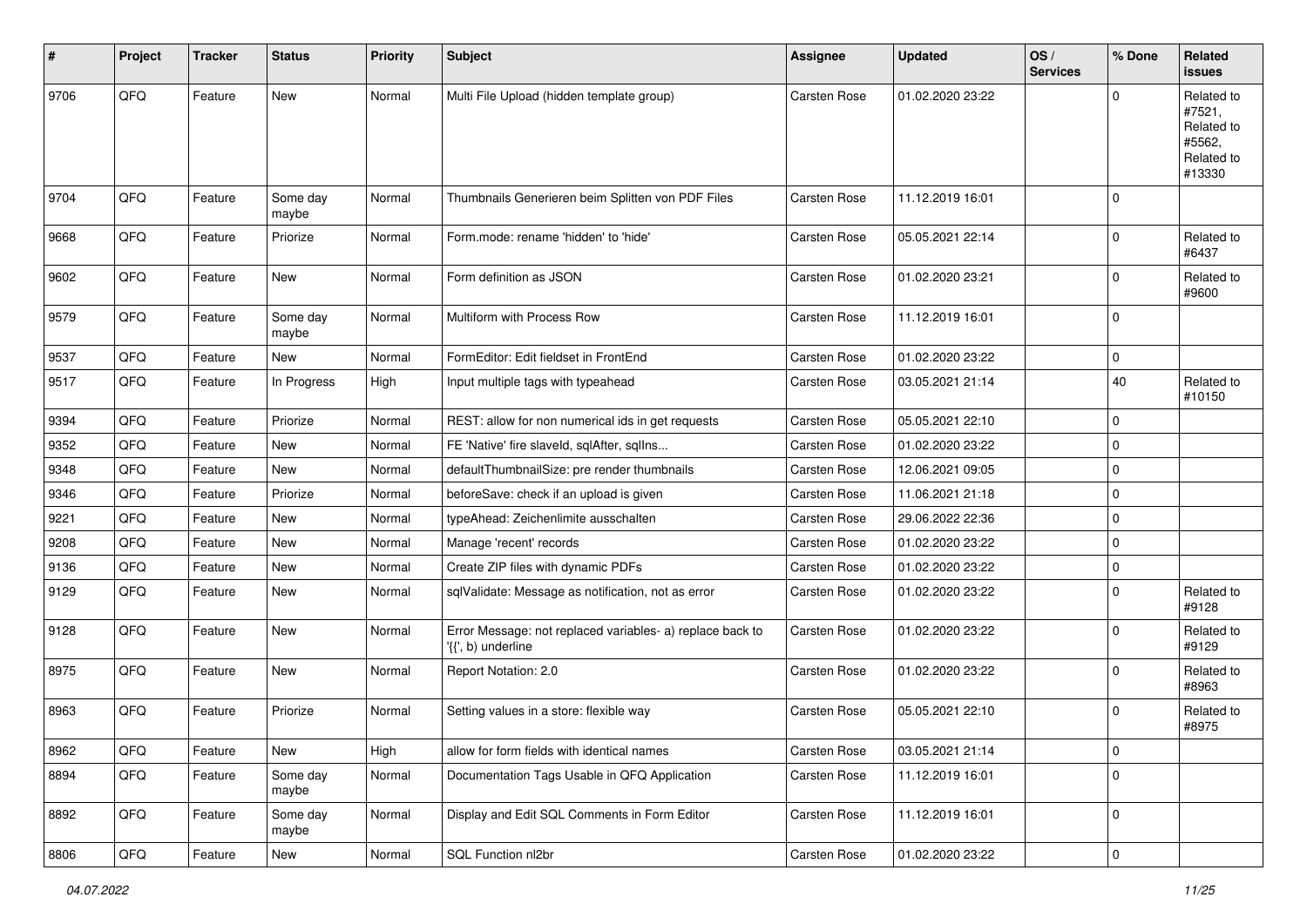| # | Project | Tracker | Status | Priority | Subject | Assignee | Updated | OS / Services | % Done | Related issues |
|---|---|---|---|---|---|---|---|---|---|---|
| 9706 | QFQ | Feature | New | Normal | Multi File Upload (hidden template group) | Carsten Rose | 01.02.2020 23:22 | | 0 | Related to #7521, Related to #5562, Related to #13330 |
| 9704 | QFQ | Feature | Some day maybe | Normal | Thumbnails Generieren beim Splitten von PDF Files | Carsten Rose | 11.12.2019 16:01 | | 0 | |
| 9668 | QFQ | Feature | Priorize | Normal | Form.mode: rename 'hidden' to 'hide' | Carsten Rose | 05.05.2021 22:14 | | 0 | Related to #6437 |
| 9602 | QFQ | Feature | New | Normal | Form definition as JSON | Carsten Rose | 01.02.2020 23:21 | | 0 | Related to #9600 |
| 9579 | QFQ | Feature | Some day maybe | Normal | Multiform with Process Row | Carsten Rose | 11.12.2019 16:01 | | 0 | |
| 9537 | QFQ | Feature | New | Normal | FormEditor: Edit fieldset in FrontEnd | Carsten Rose | 01.02.2020 23:22 | | 0 | |
| 9517 | QFQ | Feature | In Progress | High | Input multiple tags with typeahead | Carsten Rose | 03.05.2021 21:14 | | 40 | Related to #10150 |
| 9394 | QFQ | Feature | Priorize | Normal | REST: allow for non numerical ids in get requests | Carsten Rose | 05.05.2021 22:10 | | 0 | |
| 9352 | QFQ | Feature | New | Normal | FE 'Native' fire slaveId, sqlAfter, sqlIns... | Carsten Rose | 01.02.2020 23:22 | | 0 | |
| 9348 | QFQ | Feature | New | Normal | defaultThumbnailSize: pre render thumbnails | Carsten Rose | 12.06.2021 09:05 | | 0 | |
| 9346 | QFQ | Feature | Priorize | Normal | beforeSave: check if an upload is given | Carsten Rose | 11.06.2021 21:18 | | 0 | |
| 9221 | QFQ | Feature | New | Normal | typeAhead: Zeichenlimite ausschalten | Carsten Rose | 29.06.2022 22:36 | | 0 | |
| 9208 | QFQ | Feature | New | Normal | Manage 'recent' records | Carsten Rose | 01.02.2020 23:22 | | 0 | |
| 9136 | QFQ | Feature | New | Normal | Create ZIP files with dynamic PDFs | Carsten Rose | 01.02.2020 23:22 | | 0 | |
| 9129 | QFQ | Feature | New | Normal | sqlValidate: Message as notification, not as error | Carsten Rose | 01.02.2020 23:22 | | 0 | Related to #9128 |
| 9128 | QFQ | Feature | New | Normal | Error Message: not replaced variables- a) replace back to '{{', b) underline | Carsten Rose | 01.02.2020 23:22 | | 0 | Related to #9129 |
| 8975 | QFQ | Feature | New | Normal | Report Notation: 2.0 | Carsten Rose | 01.02.2020 23:22 | | 0 | Related to #8963 |
| 8963 | QFQ | Feature | Priorize | Normal | Setting values in a store: flexible way | Carsten Rose | 05.05.2021 22:10 | | 0 | Related to #8975 |
| 8962 | QFQ | Feature | New | High | allow for form fields with identical names | Carsten Rose | 03.05.2021 21:14 | | 0 | |
| 8894 | QFQ | Feature | Some day maybe | Normal | Documentation Tags Usable in QFQ Application | Carsten Rose | 11.12.2019 16:01 | | 0 | |
| 8892 | QFQ | Feature | Some day maybe | Normal | Display and Edit SQL Comments in Form Editor | Carsten Rose | 11.12.2019 16:01 | | 0 | |
| 8806 | QFQ | Feature | New | Normal | SQL Function nl2br | Carsten Rose | 01.02.2020 23:22 | | 0 | |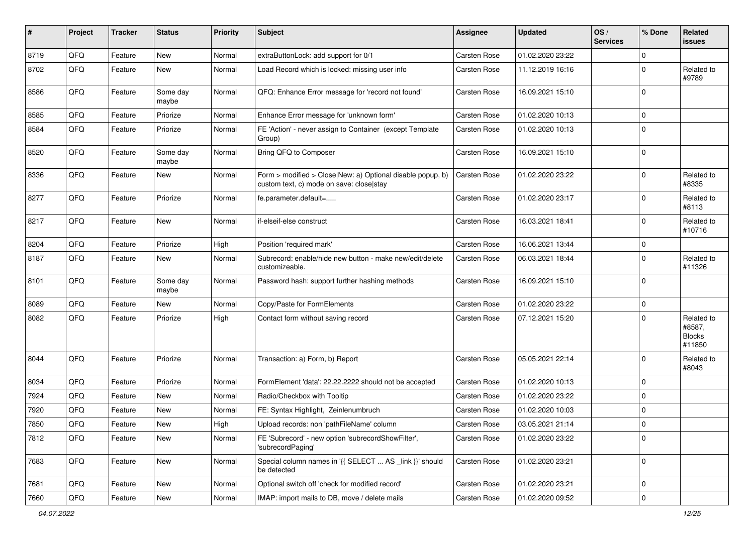| # | Project | Tracker | Status | Priority | Subject | Assignee | Updated | OS / Services | % Done | Related issues |
|---|---|---|---|---|---|---|---|---|---|---|
| 8719 | QFQ | Feature | New | Normal | extraButtonLock: add support for 0/1 | Carsten Rose | 01.02.2020 23:22 | | 0 | |
| 8702 | QFQ | Feature | New | Normal | Load Record which is locked: missing user info | Carsten Rose | 11.12.2019 16:16 | | 0 | Related to #9789 |
| 8586 | QFQ | Feature | Some day maybe | Normal | QFQ: Enhance Error message for 'record not found' | Carsten Rose | 16.09.2021 15:10 | | 0 | |
| 8585 | QFQ | Feature | Priorize | Normal | Enhance Error message for 'unknown form' | Carsten Rose | 01.02.2020 10:13 | | 0 | |
| 8584 | QFQ | Feature | Priorize | Normal | FE 'Action' - never assign to Container (except Template Group) | Carsten Rose | 01.02.2020 10:13 | | 0 | |
| 8520 | QFQ | Feature | Some day maybe | Normal | Bring QFQ to Composer | Carsten Rose | 16.09.2021 15:10 | | 0 | |
| 8336 | QFQ | Feature | New | Normal | Form > modified > Close\|New: a) Optional disable popup, b) custom text, c) mode on save: close\|stay | Carsten Rose | 01.02.2020 23:22 | | 0 | Related to #8335 |
| 8277 | QFQ | Feature | Priorize | Normal | fe.parameter.default=..... | Carsten Rose | 01.02.2020 23:17 | | 0 | Related to #8113 |
| 8217 | QFQ | Feature | New | Normal | if-elseif-else construct | Carsten Rose | 16.03.2021 18:41 | | 0 | Related to #10716 |
| 8204 | QFQ | Feature | Priorize | High | Position 'required mark' | Carsten Rose | 16.06.2021 13:44 | | 0 | |
| 8187 | QFQ | Feature | New | Normal | Subrecord: enable/hide new button - make new/edit/delete customizeable. | Carsten Rose | 06.03.2021 18:44 | | 0 | Related to #11326 |
| 8101 | QFQ | Feature | Some day maybe | Normal | Password hash: support further hashing methods | Carsten Rose | 16.09.2021 15:10 | | 0 | |
| 8089 | QFQ | Feature | New | Normal | Copy/Paste for FormElements | Carsten Rose | 01.02.2020 23:22 | | 0 | |
| 8082 | QFQ | Feature | Priorize | High | Contact form without saving record | Carsten Rose | 07.12.2021 15:20 | | 0 | Related to #8587, Blocks #11850 |
| 8044 | QFQ | Feature | Priorize | Normal | Transaction: a) Form, b) Report | Carsten Rose | 05.05.2021 22:14 | | 0 | Related to #8043 |
| 8034 | QFQ | Feature | Priorize | Normal | FormElement 'data': 22.22.2222 should not be accepted | Carsten Rose | 01.02.2020 10:13 | | 0 | |
| 7924 | QFQ | Feature | New | Normal | Radio/Checkbox with Tooltip | Carsten Rose | 01.02.2020 23:22 | | 0 | |
| 7920 | QFQ | Feature | New | Normal | FE: Syntax Highlight, Zeinlenumbruch | Carsten Rose | 01.02.2020 10:03 | | 0 | |
| 7850 | QFQ | Feature | New | High | Upload records: non 'pathFileName' column | Carsten Rose | 03.05.2021 21:14 | | 0 | |
| 7812 | QFQ | Feature | New | Normal | FE 'Subrecord' - new option 'subrecordShowFilter', 'subrecordPaging' | Carsten Rose | 01.02.2020 23:22 | | 0 | |
| 7683 | QFQ | Feature | New | Normal | Special column names in '{{ SELECT ... AS _link }}' should be detected | Carsten Rose | 01.02.2020 23:21 | | 0 | |
| 7681 | QFQ | Feature | New | Normal | Optional switch off 'check for modified record' | Carsten Rose | 01.02.2020 23:21 | | 0 | |
| 7660 | QFQ | Feature | New | Normal | IMAP: import mails to DB, move / delete mails | Carsten Rose | 01.02.2020 09:52 | | 0 | |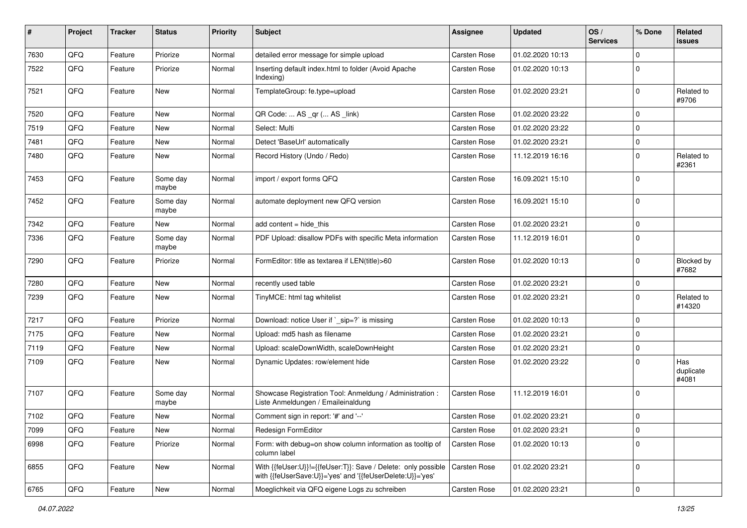| # | Project | Tracker | Status | Priority | Subject | Assignee | Updated | OS / Services | % Done | Related issues |
|---|---|---|---|---|---|---|---|---|---|---|
| 7630 | QFQ | Feature | Priorize | Normal | detailed error message for simple upload | Carsten Rose | 01.02.2020 10:13 | | 0 | |
| 7522 | QFQ | Feature | Priorize | Normal | Inserting default index.html to folder (Avoid Apache Indexing) | Carsten Rose | 01.02.2020 10:13 | | 0 | |
| 7521 | QFQ | Feature | New | Normal | TemplateGroup: fe.type=upload | Carsten Rose | 01.02.2020 23:21 | | 0 | Related to #9706 |
| 7520 | QFQ | Feature | New | Normal | QR Code: ... AS _qr ( ... AS _link) | Carsten Rose | 01.02.2020 23:22 | | 0 | |
| 7519 | QFQ | Feature | New | Normal | Select: Multi | Carsten Rose | 01.02.2020 23:22 | | 0 | |
| 7481 | QFQ | Feature | New | Normal | Detect 'BaseUrl' automatically | Carsten Rose | 01.02.2020 23:21 | | 0 | |
| 7480 | QFQ | Feature | New | Normal | Record History (Undo / Redo) | Carsten Rose | 11.12.2019 16:16 | | 0 | Related to #2361 |
| 7453 | QFQ | Feature | Some day maybe | Normal | import / export forms QFQ | Carsten Rose | 16.09.2021 15:10 | | 0 | |
| 7452 | QFQ | Feature | Some day maybe | Normal | automate deployment new QFQ version | Carsten Rose | 16.09.2021 15:10 | | 0 | |
| 7342 | QFQ | Feature | New | Normal | add content = hide_this | Carsten Rose | 01.02.2020 23:21 | | 0 | |
| 7336 | QFQ | Feature | Some day maybe | Normal | PDF Upload: disallow PDFs with specific Meta information | Carsten Rose | 11.12.2019 16:01 | | 0 | |
| 7290 | QFQ | Feature | Priorize | Normal | FormEditor: title as textarea if LEN(title)>60 | Carsten Rose | 01.02.2020 10:13 | | 0 | Blocked by #7682 |
| 7280 | QFQ | Feature | New | Normal | recently used table | Carsten Rose | 01.02.2020 23:21 | | 0 | |
| 7239 | QFQ | Feature | New | Normal | TinyMCE: html tag whitelist | Carsten Rose | 01.02.2020 23:21 | | 0 | Related to #14320 |
| 7217 | QFQ | Feature | Priorize | Normal | Download: notice User if `_sip=?` is missing | Carsten Rose | 01.02.2020 10:13 | | 0 | |
| 7175 | QFQ | Feature | New | Normal | Upload: md5 hash as filename | Carsten Rose | 01.02.2020 23:21 | | 0 | |
| 7119 | QFQ | Feature | New | Normal | Upload: scaleDownWidth, scaleDownHeight | Carsten Rose | 01.02.2020 23:21 | | 0 | |
| 7109 | QFQ | Feature | New | Normal | Dynamic Updates: row/element hide | Carsten Rose | 01.02.2020 23:22 | | 0 | Has duplicate #4081 |
| 7107 | QFQ | Feature | Some day maybe | Normal | Showcase Registration Tool: Anmeldung / Administration : Liste Anmeldungen / Emaileinaldung | Carsten Rose | 11.12.2019 16:01 | | 0 | |
| 7102 | QFQ | Feature | New | Normal | Comment sign in report: '#' and '--' | Carsten Rose | 01.02.2020 23:21 | | 0 | |
| 7099 | QFQ | Feature | New | Normal | Redesign FormEditor | Carsten Rose | 01.02.2020 23:21 | | 0 | |
| 6998 | QFQ | Feature | Priorize | Normal | Form: with debug=on show column information as tooltip of column label | Carsten Rose | 01.02.2020 10:13 | | 0 | |
| 6855 | QFQ | Feature | New | Normal | With {{feUser:U}}!={{feUser:T}}: Save / Delete: only possible with {{feUserSave:U}}='yes' and '{{feUserDelete:U}}='yes' | Carsten Rose | 01.02.2020 23:21 | | 0 | |
| 6765 | QFQ | Feature | New | Normal | Moeglichkeit via QFQ eigene Logs zu schreiben | Carsten Rose | 01.02.2020 23:21 | | 0 | |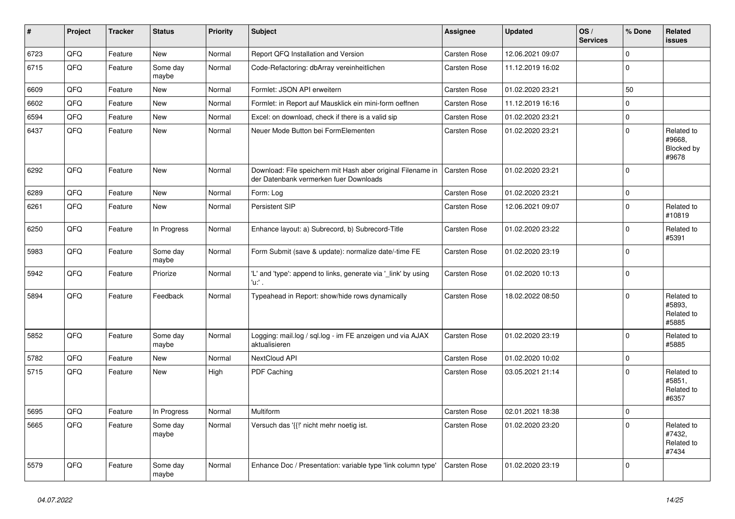| # | Project | Tracker | Status | Priority | Subject | Assignee | Updated | OS / Services | % Done | Related issues |
|---|---|---|---|---|---|---|---|---|---|---|
| 6723 | QFQ | Feature | New | Normal | Report QFQ Installation and Version | Carsten Rose | 12.06.2021 09:07 | | 0 | |
| 6715 | QFQ | Feature | Some day maybe | Normal | Code-Refactoring: dbArray vereinheitlichen | Carsten Rose | 11.12.2019 16:02 | | 0 | |
| 6609 | QFQ | Feature | New | Normal | Formlet: JSON API erweitern | Carsten Rose | 01.02.2020 23:21 | | 50 | |
| 6602 | QFQ | Feature | New | Normal | Formlet: in Report auf Mausklick ein mini-form oeffnen | Carsten Rose | 11.12.2019 16:16 | | 0 | |
| 6594 | QFQ | Feature | New | Normal | Excel: on download, check if there is a valid sip | Carsten Rose | 01.02.2020 23:21 | | 0 | |
| 6437 | QFQ | Feature | New | Normal | Neuer Mode Button bei FormElementen | Carsten Rose | 01.02.2020 23:21 | | 0 | Related to #9668, Blocked by #9678 |
| 6292 | QFQ | Feature | New | Normal | Download: File speichern mit Hash aber original Filename in der Datenbank vermerken fuer Downloads | Carsten Rose | 01.02.2020 23:21 | | 0 | |
| 6289 | QFQ | Feature | New | Normal | Form: Log | Carsten Rose | 01.02.2020 23:21 | | 0 | |
| 6261 | QFQ | Feature | New | Normal | Persistent SIP | Carsten Rose | 12.06.2021 09:07 | | 0 | Related to #10819 |
| 6250 | QFQ | Feature | In Progress | Normal | Enhance layout: a) Subrecord, b) Subrecord-Title | Carsten Rose | 01.02.2020 23:22 | | 0 | Related to #5391 |
| 5983 | QFQ | Feature | Some day maybe | Normal | Form Submit (save & update): normalize date/-time FE | Carsten Rose | 01.02.2020 23:19 | | 0 | |
| 5942 | QFQ | Feature | Priorize | Normal | 'L' and 'type': append to links, generate via '_link' by using 'u:' . | Carsten Rose | 01.02.2020 10:13 | | 0 | |
| 5894 | QFQ | Feature | Feedback | Normal | Typeahead in Report: show/hide rows dynamically | Carsten Rose | 18.02.2022 08:50 | | 0 | Related to #5893, Related to #5885 |
| 5852 | QFQ | Feature | Some day maybe | Normal | Logging: mail.log / sql.log - im FE anzeigen und via AJAX aktualisieren | Carsten Rose | 01.02.2020 23:19 | | 0 | Related to #5885 |
| 5782 | QFQ | Feature | New | Normal | NextCloud API | Carsten Rose | 01.02.2020 10:02 | | 0 | |
| 5715 | QFQ | Feature | New | High | PDF Caching | Carsten Rose | 03.05.2021 21:14 | | 0 | Related to #5851, Related to #6357 |
| 5695 | QFQ | Feature | In Progress | Normal | Multiform | Carsten Rose | 02.01.2021 18:38 | | 0 | |
| 5665 | QFQ | Feature | Some day maybe | Normal | Versuch das '{{!' nicht mehr noetig ist. | Carsten Rose | 01.02.2020 23:20 | | 0 | Related to #7432, Related to #7434 |
| 5579 | QFQ | Feature | Some day maybe | Normal | Enhance Doc / Presentation: variable type 'link column type' | Carsten Rose | 01.02.2020 23:19 | | 0 | |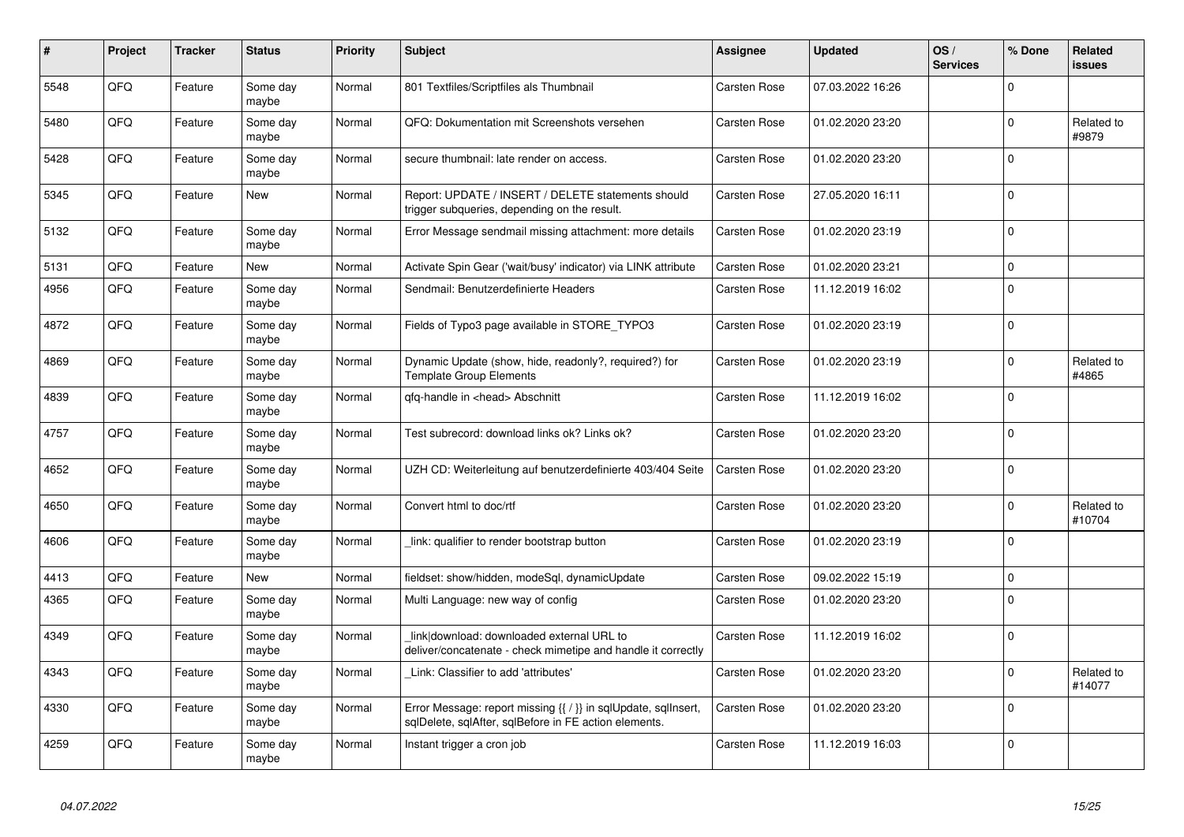| # | Project | Tracker | Status | Priority | Subject | Assignee | Updated | OS / Services | % Done | Related issues |
|---|---|---|---|---|---|---|---|---|---|---|
| 5548 | QFQ | Feature | Some day maybe | Normal | 801 Textfiles/Scriptfiles als Thumbnail | Carsten Rose | 07.03.2022 16:26 | | 0 | |
| 5480 | QFQ | Feature | Some day maybe | Normal | QFQ: Dokumentation mit Screenshots versehen | Carsten Rose | 01.02.2020 23:20 | | 0 | Related to #9879 |
| 5428 | QFQ | Feature | Some day maybe | Normal | secure thumbnail: late render on access. | Carsten Rose | 01.02.2020 23:20 | | 0 | |
| 5345 | QFQ | Feature | New | Normal | Report: UPDATE / INSERT / DELETE statements should trigger subqueries, depending on the result. | Carsten Rose | 27.05.2020 16:11 | | 0 | |
| 5132 | QFQ | Feature | Some day maybe | Normal | Error Message sendmail missing attachment: more details | Carsten Rose | 01.02.2020 23:19 | | 0 | |
| 5131 | QFQ | Feature | New | Normal | Activate Spin Gear ('wait/busy' indicator) via LINK attribute | Carsten Rose | 01.02.2020 23:21 | | 0 | |
| 4956 | QFQ | Feature | Some day maybe | Normal | Sendmail: Benutzerdefinierte Headers | Carsten Rose | 11.12.2019 16:02 | | 0 | |
| 4872 | QFQ | Feature | Some day maybe | Normal | Fields of Typo3 page available in STORE_TYPO3 | Carsten Rose | 01.02.2020 23:19 | | 0 | |
| 4869 | QFQ | Feature | Some day maybe | Normal | Dynamic Update (show, hide, readonly?, required?) for Template Group Elements | Carsten Rose | 01.02.2020 23:19 | | 0 | Related to #4865 |
| 4839 | QFQ | Feature | Some day maybe | Normal | qfq-handle in <head> Abschnitt | Carsten Rose | 11.12.2019 16:02 | | 0 | |
| 4757 | QFQ | Feature | Some day maybe | Normal | Test subrecord: download links ok? Links ok? | Carsten Rose | 01.02.2020 23:20 | | 0 | |
| 4652 | QFQ | Feature | Some day maybe | Normal | UZH CD: Weiterleitung auf benutzerdefinierte 403/404 Seite | Carsten Rose | 01.02.2020 23:20 | | 0 | |
| 4650 | QFQ | Feature | Some day maybe | Normal | Convert html to doc/rtf | Carsten Rose | 01.02.2020 23:20 | | 0 | Related to #10704 |
| 4606 | QFQ | Feature | Some day maybe | Normal | _link: qualifier to render bootstrap button | Carsten Rose | 01.02.2020 23:19 | | 0 | |
| 4413 | QFQ | Feature | New | Normal | fieldset: show/hidden, modeSql, dynamicUpdate | Carsten Rose | 09.02.2022 15:19 | | 0 | |
| 4365 | QFQ | Feature | Some day maybe | Normal | Multi Language: new way of config | Carsten Rose | 01.02.2020 23:20 | | 0 | |
| 4349 | QFQ | Feature | Some day maybe | Normal | _link\|download: downloaded external URL to deliver/concatenate - check mimetipe and handle it correctly | Carsten Rose | 11.12.2019 16:02 | | 0 | |
| 4343 | QFQ | Feature | Some day maybe | Normal | _Link: Classifier to add 'attributes' | Carsten Rose | 01.02.2020 23:20 | | 0 | Related to #14077 |
| 4330 | QFQ | Feature | Some day maybe | Normal | Error Message: report missing {{ / }} in sqlUpdate, sqlInsert, sqlDelete, sqlAfter, sqlBefore in FE action elements. | Carsten Rose | 01.02.2020 23:20 | | 0 | |
| 4259 | QFQ | Feature | Some day maybe | Normal | Instant trigger a cron job | Carsten Rose | 11.12.2019 16:03 | | 0 | |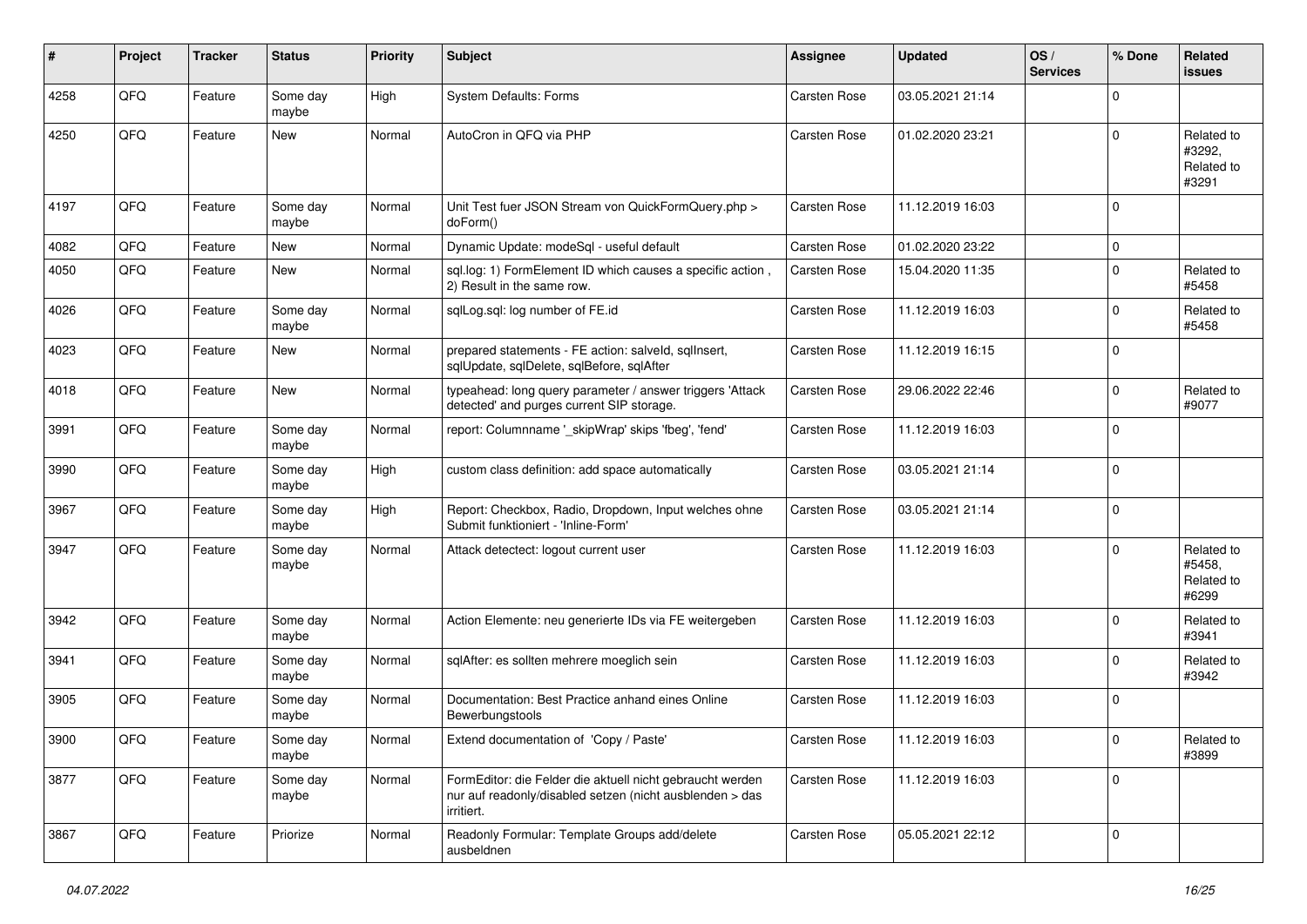| # | Project | Tracker | Status | Priority | Subject | Assignee | Updated | OS / Services | % Done | Related issues |
|---|---|---|---|---|---|---|---|---|---|---|
| 4258 | QFQ | Feature | Some day maybe | High | System Defaults: Forms | Carsten Rose | 03.05.2021 21:14 | | 0 | |
| 4250 | QFQ | Feature | New | Normal | AutoCron in QFQ via PHP | Carsten Rose | 01.02.2020 23:21 | | 0 | Related to #3292, Related to #3291 |
| 4197 | QFQ | Feature | Some day maybe | Normal | Unit Test fuer JSON Stream von QuickFormQuery.php > doForm() | Carsten Rose | 11.12.2019 16:03 | | 0 | |
| 4082 | QFQ | Feature | New | Normal | Dynamic Update: modeSql - useful default | Carsten Rose | 01.02.2020 23:22 | | 0 | |
| 4050 | QFQ | Feature | New | Normal | sql.log: 1) FormElement ID which causes a specific action , 2) Result in the same row. | Carsten Rose | 15.04.2020 11:35 | | 0 | Related to #5458 |
| 4026 | QFQ | Feature | Some day maybe | Normal | sqlLog.sql: log number of FE.id | Carsten Rose | 11.12.2019 16:03 | | 0 | Related to #5458 |
| 4023 | QFQ | Feature | New | Normal | prepared statements - FE action: salveld, sqlInsert, sqlUpdate, sqlDelete, sqlBefore, sqlAfter | Carsten Rose | 11.12.2019 16:15 | | 0 | |
| 4018 | QFQ | Feature | New | Normal | typeahead: long query parameter / answer triggers 'Attack detected' and purges current SIP storage. | Carsten Rose | 29.06.2022 22:46 | | 0 | Related to #9077 |
| 3991 | QFQ | Feature | Some day maybe | Normal | report: Columnname '_skipWrap' skips 'fbeg', 'fend' | Carsten Rose | 11.12.2019 16:03 | | 0 | |
| 3990 | QFQ | Feature | Some day maybe | High | custom class definition: add space automatically | Carsten Rose | 03.05.2021 21:14 | | 0 | |
| 3967 | QFQ | Feature | Some day maybe | High | Report: Checkbox, Radio, Dropdown, Input welches ohne Submit funktioniert - 'Inline-Form' | Carsten Rose | 03.05.2021 21:14 | | 0 | |
| 3947 | QFQ | Feature | Some day maybe | Normal | Attack detectect: logout current user | Carsten Rose | 11.12.2019 16:03 | | 0 | Related to #5458, Related to #6299 |
| 3942 | QFQ | Feature | Some day maybe | Normal | Action Elemente: neu generierte IDs via FE weitergeben | Carsten Rose | 11.12.2019 16:03 | | 0 | Related to #3941 |
| 3941 | QFQ | Feature | Some day maybe | Normal | sqlAfter: es sollten mehrere moeglich sein | Carsten Rose | 11.12.2019 16:03 | | 0 | Related to #3942 |
| 3905 | QFQ | Feature | Some day maybe | Normal | Documentation: Best Practice anhand eines Online Bewerbungstools | Carsten Rose | 11.12.2019 16:03 | | 0 | |
| 3900 | QFQ | Feature | Some day maybe | Normal | Extend documentation of 'Copy / Paste' | Carsten Rose | 11.12.2019 16:03 | | 0 | Related to #3899 |
| 3877 | QFQ | Feature | Some day maybe | Normal | FormEditor: die Felder die aktuell nicht gebraucht werden nur auf readonly/disabled setzen (nicht ausblenden > das irritiert. | Carsten Rose | 11.12.2019 16:03 | | 0 | |
| 3867 | QFQ | Feature | Priorize | Normal | Readonly Formular: Template Groups add/delete ausbeldnen | Carsten Rose | 05.05.2021 22:12 | | 0 | |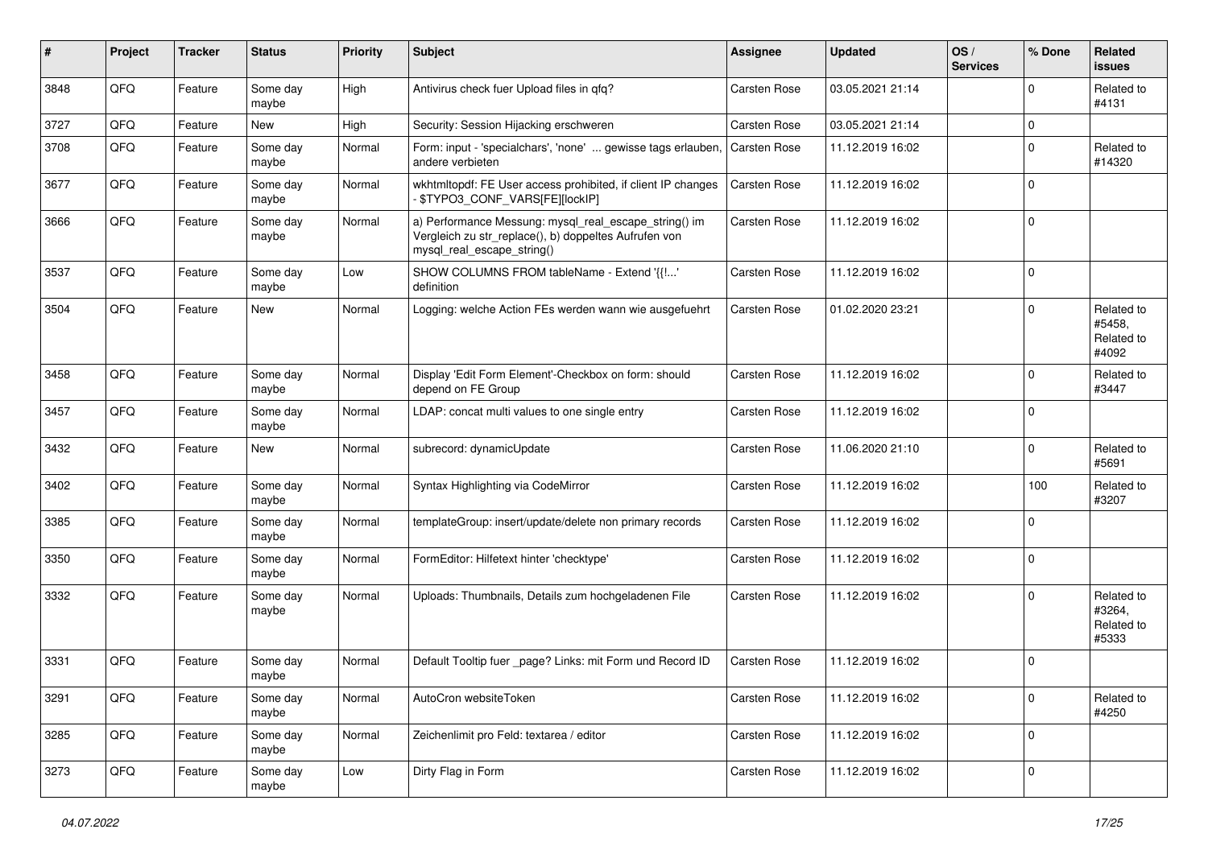| # | Project | Tracker | Status | Priority | Subject | Assignee | Updated | OS / Services | % Done | Related issues |
|---|---|---|---|---|---|---|---|---|---|---|
| 3848 | QFQ | Feature | Some day maybe | High | Antivirus check fuer Upload files in qfq? | Carsten Rose | 03.05.2021 21:14 | | 0 | Related to #4131 |
| 3727 | QFQ | Feature | New | High | Security: Session Hijacking erschweren | Carsten Rose | 03.05.2021 21:14 | | 0 | |
| 3708 | QFQ | Feature | Some day maybe | Normal | Form: input - 'specialchars', 'none' ... gewisse tags erlauben, andere verbieten | Carsten Rose | 11.12.2019 16:02 | | 0 | Related to #14320 |
| 3677 | QFQ | Feature | Some day maybe | Normal | wkhtmltopdf: FE User access prohibited, if client IP changes - $TYPO3_CONF_VARS[FE][lockIP] | Carsten Rose | 11.12.2019 16:02 | | 0 | |
| 3666 | QFQ | Feature | Some day maybe | Normal | a) Performance Messung: mysql_real_escape_string() im Vergleich zu str_replace(), b) doppeltes Aufrufen von mysql_real_escape_string() | Carsten Rose | 11.12.2019 16:02 | | 0 | |
| 3537 | QFQ | Feature | Some day maybe | Low | SHOW COLUMNS FROM tableName - Extend '{{!...' definition | Carsten Rose | 11.12.2019 16:02 | | 0 | |
| 3504 | QFQ | Feature | New | Normal | Logging: welche Action FEs werden wann wie ausgefuehrt | Carsten Rose | 01.02.2020 23:21 | | 0 | Related to #5458, Related to #4092 |
| 3458 | QFQ | Feature | Some day maybe | Normal | Display 'Edit Form Element'-Checkbox on form: should depend on FE Group | Carsten Rose | 11.12.2019 16:02 | | 0 | Related to #3447 |
| 3457 | QFQ | Feature | Some day maybe | Normal | LDAP: concat multi values to one single entry | Carsten Rose | 11.12.2019 16:02 | | 0 | |
| 3432 | QFQ | Feature | New | Normal | subrecord: dynamicUpdate | Carsten Rose | 11.06.2020 21:10 | | 0 | Related to #5691 |
| 3402 | QFQ | Feature | Some day maybe | Normal | Syntax Highlighting via CodeMirror | Carsten Rose | 11.12.2019 16:02 | | 100 | Related to #3207 |
| 3385 | QFQ | Feature | Some day maybe | Normal | templateGroup: insert/update/delete non primary records | Carsten Rose | 11.12.2019 16:02 | | 0 | |
| 3350 | QFQ | Feature | Some day maybe | Normal | FormEditor: Hilfetext hinter 'checktype' | Carsten Rose | 11.12.2019 16:02 | | 0 | |
| 3332 | QFQ | Feature | Some day maybe | Normal | Uploads: Thumbnails, Details zum hochgeladenen File | Carsten Rose | 11.12.2019 16:02 | | 0 | Related to #3264, Related to #5333 |
| 3331 | QFQ | Feature | Some day maybe | Normal | Default Tooltip fuer _page? Links: mit Form und Record ID | Carsten Rose | 11.12.2019 16:02 | | 0 | |
| 3291 | QFQ | Feature | Some day maybe | Normal | AutoCron websiteToken | Carsten Rose | 11.12.2019 16:02 | | 0 | Related to #4250 |
| 3285 | QFQ | Feature | Some day maybe | Normal | Zeichenlimit pro Feld: textarea / editor | Carsten Rose | 11.12.2019 16:02 | | 0 | |
| 3273 | QFQ | Feature | Some day maybe | Low | Dirty Flag in Form | Carsten Rose | 11.12.2019 16:02 | | 0 | |

*04.07.2022*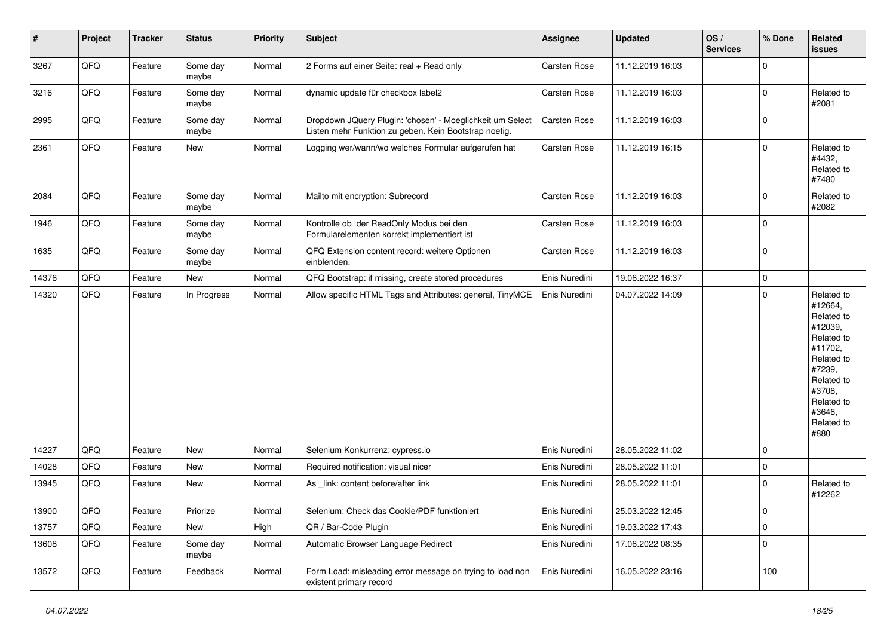| # | Project | Tracker | Status | Priority | Subject | Assignee | Updated | OS / Services | % Done | Related issues |
|---|---|---|---|---|---|---|---|---|---|---|
| 3267 | QFQ | Feature | Some day maybe | Normal | 2 Forms auf einer Seite: real + Read only | Carsten Rose | 11.12.2019 16:03 | | 0 | |
| 3216 | QFQ | Feature | Some day maybe | Normal | dynamic update für checkbox label2 | Carsten Rose | 11.12.2019 16:03 | | 0 | Related to #2081 |
| 2995 | QFQ | Feature | Some day maybe | Normal | Dropdown JQuery Plugin: 'chosen' - Moeglichkeit um Select Listen mehr Funktion zu geben. Kein Bootstrap noetig. | Carsten Rose | 11.12.2019 16:03 | | 0 | |
| 2361 | QFQ | Feature | New | Normal | Logging wer/wann/wo welches Formular aufgerufen hat | Carsten Rose | 11.12.2019 16:15 | | 0 | Related to #4432, Related to #7480 |
| 2084 | QFQ | Feature | Some day maybe | Normal | Mailto mit encryption: Subrecord | Carsten Rose | 11.12.2019 16:03 | | 0 | Related to #2082 |
| 1946 | QFQ | Feature | Some day maybe | Normal | Kontrolle ob der ReadOnly Modus bei den Formularelementen korrekt implementiert ist | Carsten Rose | 11.12.2019 16:03 | | 0 | |
| 1635 | QFQ | Feature | Some day maybe | Normal | QFQ Extension content record: weitere Optionen einblenden. | Carsten Rose | 11.12.2019 16:03 | | 0 | |
| 14376 | QFQ | Feature | New | Normal | QFQ Bootstrap: if missing, create stored procedures | Enis Nuredini | 19.06.2022 16:37 | | 0 | |
| 14320 | QFQ | Feature | In Progress | Normal | Allow specific HTML Tags and Attributes: general, TinyMCE | Enis Nuredini | 04.07.2022 14:09 | | 0 | Related to #12664, Related to #12039, Related to #11702, Related to #7239, Related to #3708, Related to #3646, Related to #880 |
| 14227 | QFQ | Feature | New | Normal | Selenium Konkurrenz: cypress.io | Enis Nuredini | 28.05.2022 11:02 | | 0 | |
| 14028 | QFQ | Feature | New | Normal | Required notification: visual nicer | Enis Nuredini | 28.05.2022 11:01 | | 0 | |
| 13945 | QFQ | Feature | New | Normal | As _link: content before/after link | Enis Nuredini | 28.05.2022 11:01 | | 0 | Related to #12262 |
| 13900 | QFQ | Feature | Priorize | Normal | Selenium: Check das Cookie/PDF funktioniert | Enis Nuredini | 25.03.2022 12:45 | | 0 | |
| 13757 | QFQ | Feature | New | High | QR / Bar-Code Plugin | Enis Nuredini | 19.03.2022 17:43 | | 0 | |
| 13608 | QFQ | Feature | Some day maybe | Normal | Automatic Browser Language Redirect | Enis Nuredini | 17.06.2022 08:35 | | 0 | |
| 13572 | QFQ | Feature | Feedback | Normal | Form Load: misleading error message on trying to load non existent primary record | Enis Nuredini | 16.05.2022 23:16 | | 100 | |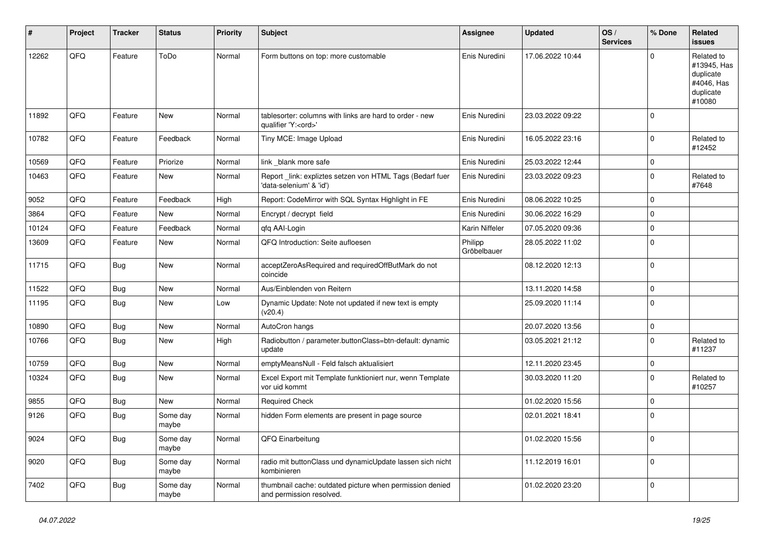| # | Project | Tracker | Status | Priority | Subject | Assignee | Updated | OS / Services | % Done | Related issues |
|---|---|---|---|---|---|---|---|---|---|---|
| 12262 | QFQ | Feature | ToDo | Normal | Form buttons on top: more customable | Enis Nuredini | 17.06.2022 10:44 | | 0 | Related to #13945, Has duplicate #4046, Has duplicate #10080 |
| 11892 | QFQ | Feature | New | Normal | tablesorter: columns with links are hard to order - new qualifier 'Y:<ord>' | Enis Nuredini | 23.03.2022 09:22 | | 0 | |
| 10782 | QFQ | Feature | Feedback | Normal | Tiny MCE: Image Upload | Enis Nuredini | 16.05.2022 23:16 | | 0 | Related to #12452 |
| 10569 | QFQ | Feature | Priorize | Normal | link _blank more safe | Enis Nuredini | 25.03.2022 12:44 | | 0 | |
| 10463 | QFQ | Feature | New | Normal | Report _link: expliztes setzen von HTML Tags (Bedarf fuer 'data-selenium' & 'id') | Enis Nuredini | 23.03.2022 09:23 | | 0 | Related to #7648 |
| 9052 | QFQ | Feature | Feedback | High | Report: CodeMirror with SQL Syntax Highlight in FE | Enis Nuredini | 08.06.2022 10:25 | | 0 | |
| 3864 | QFQ | Feature | New | Normal | Encrypt / decrypt field | Enis Nuredini | 30.06.2022 16:29 | | 0 | |
| 10124 | QFQ | Feature | Feedback | Normal | qfq AAI-Login | Karin Niffeler | 07.05.2020 09:36 | | 0 | |
| 13609 | QFQ | Feature | New | Normal | QFQ Introduction: Seite aufloesen | Philipp Gröbelbauer | 28.05.2022 11:02 | | 0 | |
| 11715 | QFQ | Bug | New | Normal | acceptZeroAsRequired and requiredOffButMark do not coincide | | 08.12.2020 12:13 | | 0 | |
| 11522 | QFQ | Bug | New | Normal | Aus/Einblenden von Reitern | | 13.11.2020 14:58 | | 0 | |
| 11195 | QFQ | Bug | New | Low | Dynamic Update: Note not updated if new text is empty (v20.4) | | 25.09.2020 11:14 | | 0 | |
| 10890 | QFQ | Bug | New | Normal | AutoCron hangs | | 20.07.2020 13:56 | | 0 | |
| 10766 | QFQ | Bug | New | High | Radiobutton / parameter.buttonClass=btn-default: dynamic update | | 03.05.2021 21:12 | | 0 | Related to #11237 |
| 10759 | QFQ | Bug | New | Normal | emptyMeansNull - Feld falsch aktualisiert | | 12.11.2020 23:45 | | 0 | |
| 10324 | QFQ | Bug | New | Normal | Excel Export mit Template funktioniert nur, wenn Template vor uid kommt | | 30.03.2020 11:20 | | 0 | Related to #10257 |
| 9855 | QFQ | Bug | New | Normal | Required Check | | 01.02.2020 15:56 | | 0 | |
| 9126 | QFQ | Bug | Some day maybe | Normal | hidden Form elements are present in page source | | 02.01.2021 18:41 | | 0 | |
| 9024 | QFQ | Bug | Some day maybe | Normal | QFQ Einarbeitung | | 01.02.2020 15:56 | | 0 | |
| 9020 | QFQ | Bug | Some day maybe | Normal | radio mit buttonClass und dynamicUpdate lassen sich nicht kombinieren | | 11.12.2019 16:01 | | 0 | |
| 7402 | QFQ | Bug | Some day maybe | Normal | thumbnail cache: outdated picture when permission denied and permission resolved. | | 01.02.2020 23:20 | | 0 | |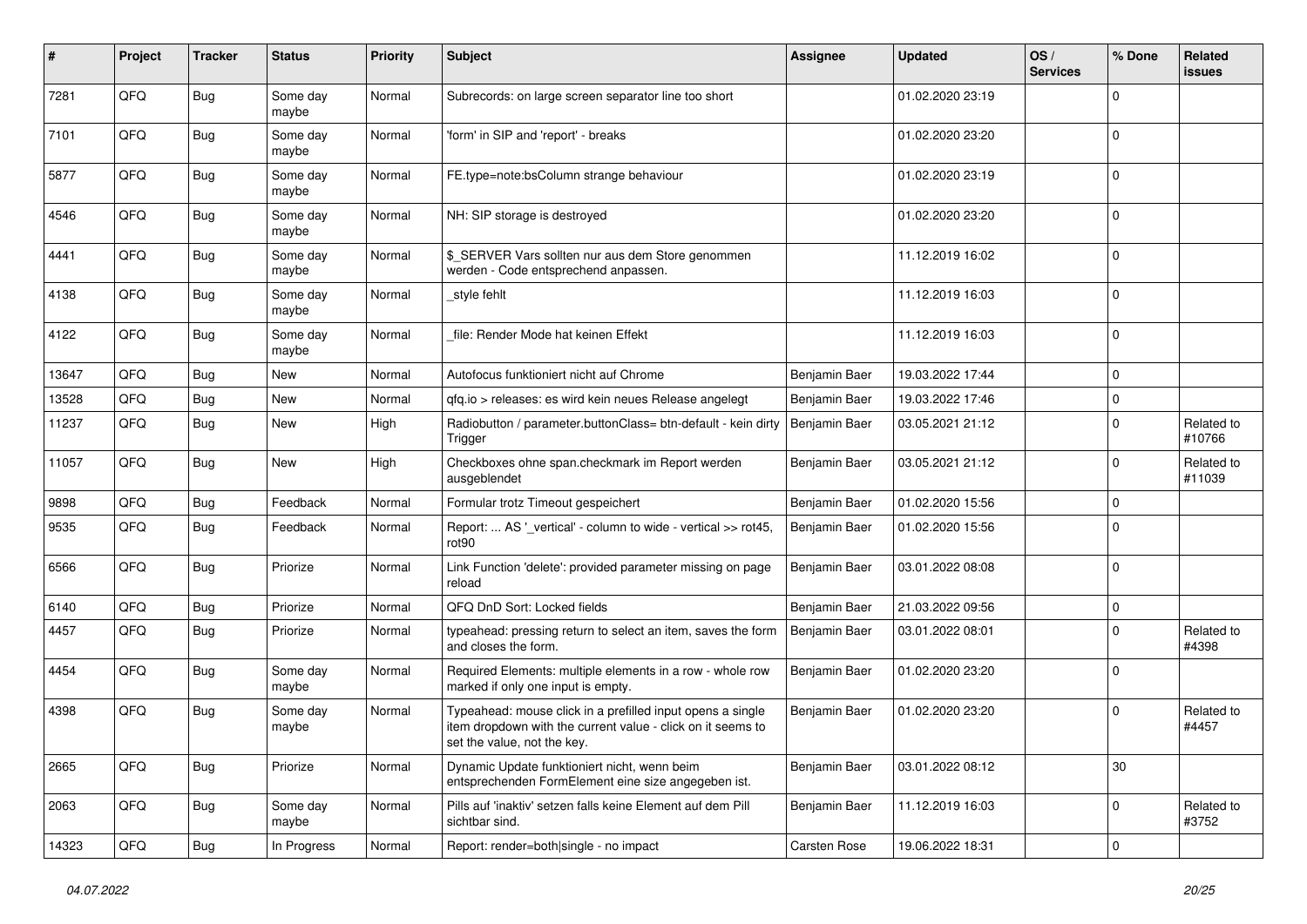| # | Project | Tracker | Status | Priority | Subject | Assignee | Updated | OS / Services | % Done | Related issues |
|---|---|---|---|---|---|---|---|---|---|---|
| 7281 | QFQ | Bug | Some day maybe | Normal | Subrecords: on large screen separator line too short | | 01.02.2020 23:19 | | 0 | |
| 7101 | QFQ | Bug | Some day maybe | Normal | 'form' in SIP and 'report' - breaks | | 01.02.2020 23:20 | | 0 | |
| 5877 | QFQ | Bug | Some day maybe | Normal | FE.type=note:bsColumn strange behaviour | | 01.02.2020 23:19 | | 0 | |
| 4546 | QFQ | Bug | Some day maybe | Normal | NH: SIP storage is destroyed | | 01.02.2020 23:20 | | 0 | |
| 4441 | QFQ | Bug | Some day maybe | Normal | $_SERVER Vars sollten nur aus dem Store genommen werden - Code entsprechend anpassen. | | 11.12.2019 16:02 | | 0 | |
| 4138 | QFQ | Bug | Some day maybe | Normal | _style fehlt | | 11.12.2019 16:03 | | 0 | |
| 4122 | QFQ | Bug | Some day maybe | Normal | _file: Render Mode hat keinen Effekt | | 11.12.2019 16:03 | | 0 | |
| 13647 | QFQ | Bug | New | Normal | Autofocus funktioniert nicht auf Chrome | Benjamin Baer | 19.03.2022 17:44 | | 0 | |
| 13528 | QFQ | Bug | New | Normal | qfq.io > releases: es wird kein neues Release angelegt | Benjamin Baer | 19.03.2022 17:46 | | 0 | |
| 11237 | QFQ | Bug | New | High | Radiobutton / parameter.buttonClass= btn-default - kein dirty Trigger | Benjamin Baer | 03.05.2021 21:12 | | 0 | Related to #10766 |
| 11057 | QFQ | Bug | New | High | Checkboxes ohne span.checkmark im Report werden ausgeblendet | Benjamin Baer | 03.05.2021 21:12 | | 0 | Related to #11039 |
| 9898 | QFQ | Bug | Feedback | Normal | Formular trotz Timeout gespeichert | Benjamin Baer | 01.02.2020 15:56 | | 0 | |
| 9535 | QFQ | Bug | Feedback | Normal | Report: ... AS '_vertical' - column to wide - vertical >> rot45, rot90 | Benjamin Baer | 01.02.2020 15:56 | | 0 | |
| 6566 | QFQ | Bug | Priorize | Normal | Link Function 'delete': provided parameter missing on page reload | Benjamin Baer | 03.01.2022 08:08 | | 0 | |
| 6140 | QFQ | Bug | Priorize | Normal | QFQ DnD Sort: Locked fields | Benjamin Baer | 21.03.2022 09:56 | | 0 | |
| 4457 | QFQ | Bug | Priorize | Normal | typeahead: pressing return to select an item, saves the form and closes the form. | Benjamin Baer | 03.01.2022 08:01 | | 0 | Related to #4398 |
| 4454 | QFQ | Bug | Some day maybe | Normal | Required Elements: multiple elements in a row - whole row marked if only one input is empty. | Benjamin Baer | 01.02.2020 23:20 | | 0 | |
| 4398 | QFQ | Bug | Some day maybe | Normal | Typeahead: mouse click in a prefilled input opens a single item dropdown with the current value - click on it seems to set the value, not the key. | Benjamin Baer | 01.02.2020 23:20 | | 0 | Related to #4457 |
| 2665 | QFQ | Bug | Priorize | Normal | Dynamic Update funktioniert nicht, wenn beim entsprechenden FormElement eine size angegeben ist. | Benjamin Baer | 03.01.2022 08:12 | | 30 | |
| 2063 | QFQ | Bug | Some day maybe | Normal | Pills auf 'inaktiv' setzen falls keine Element auf dem Pill sichtbar sind. | Benjamin Baer | 11.12.2019 16:03 | | 0 | Related to #3752 |
| 14323 | QFQ | Bug | In Progress | Normal | Report: render=both\|single - no impact | Carsten Rose | 19.06.2022 18:31 | | 0 | |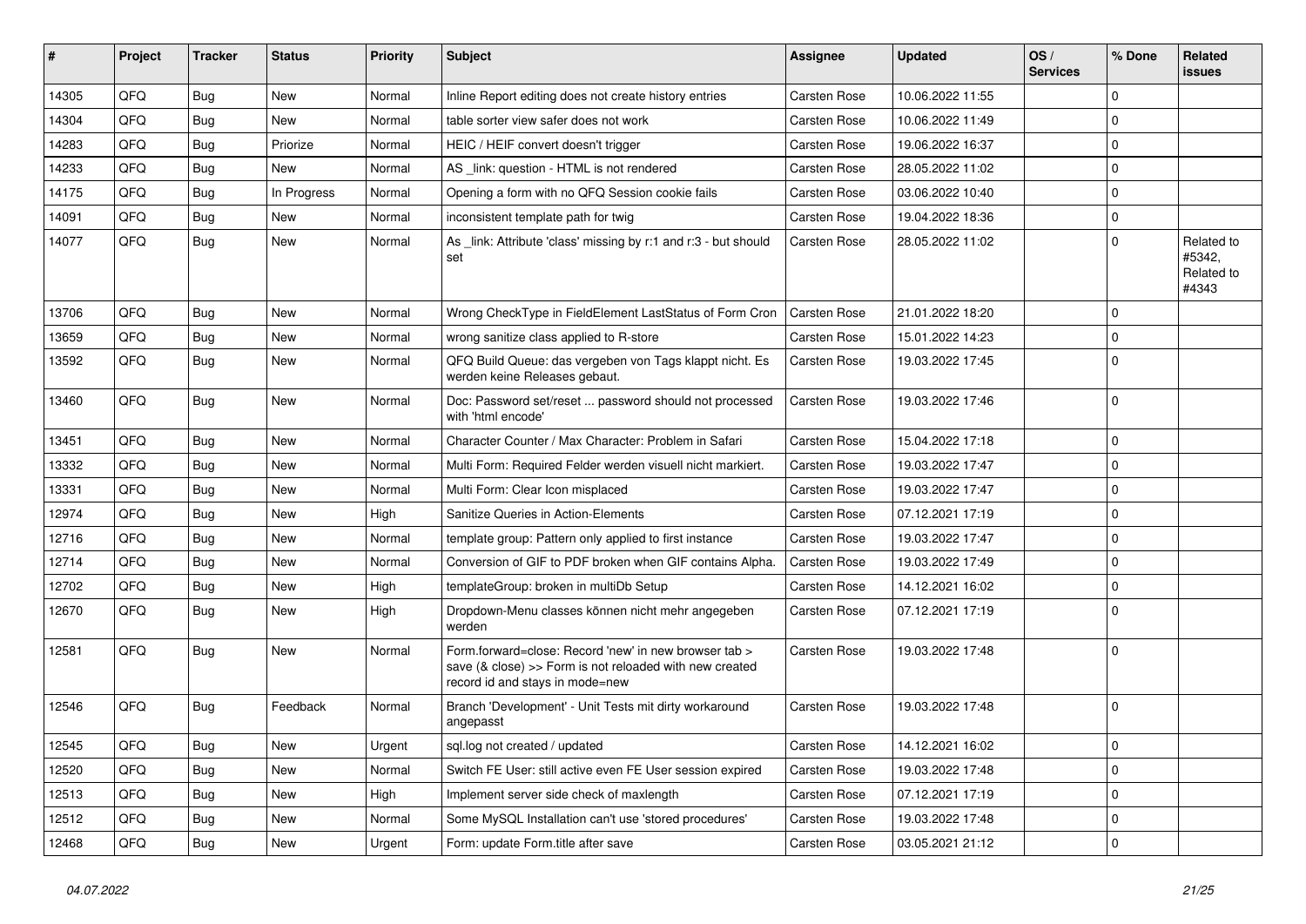| # | Project | Tracker | Status | Priority | Subject | Assignee | Updated | OS / Services | % Done | Related issues |
|---|---|---|---|---|---|---|---|---|---|---|
| 14305 | QFQ | Bug | New | Normal | Inline Report editing does not create history entries | Carsten Rose | 10.06.2022 11:55 | | 0 | |
| 14304 | QFQ | Bug | New | Normal | table sorter view safer does not work | Carsten Rose | 10.06.2022 11:49 | | 0 | |
| 14283 | QFQ | Bug | Priorize | Normal | HEIC / HEIF convert doesn't trigger | Carsten Rose | 19.06.2022 16:37 | | 0 | |
| 14233 | QFQ | Bug | New | Normal | AS _link: question - HTML is not rendered | Carsten Rose | 28.05.2022 11:02 | | 0 | |
| 14175 | QFQ | Bug | In Progress | Normal | Opening a form with no QFQ Session cookie fails | Carsten Rose | 03.06.2022 10:40 | | 0 | |
| 14091 | QFQ | Bug | New | Normal | inconsistent template path for twig | Carsten Rose | 19.04.2022 18:36 | | 0 | |
| 14077 | QFQ | Bug | New | Normal | As _link: Attribute 'class' missing by r:1 and r:3 - but should set | Carsten Rose | 28.05.2022 11:02 | | 0 | Related to #5342, Related to #4343 |
| 13706 | QFQ | Bug | New | Normal | Wrong CheckType in FieldElement LastStatus of Form Cron | Carsten Rose | 21.01.2022 18:20 | | 0 | |
| 13659 | QFQ | Bug | New | Normal | wrong sanitize class applied to R-store | Carsten Rose | 15.01.2022 14:23 | | 0 | |
| 13592 | QFQ | Bug | New | Normal | QFQ Build Queue: das vergeben von Tags klappt nicht. Es werden keine Releases gebaut. | Carsten Rose | 19.03.2022 17:45 | | 0 | |
| 13460 | QFQ | Bug | New | Normal | Doc: Password set/reset ... password should not processed with 'html encode' | Carsten Rose | 19.03.2022 17:46 | | 0 | |
| 13451 | QFQ | Bug | New | Normal | Character Counter / Max Character: Problem in Safari | Carsten Rose | 15.04.2022 17:18 | | 0 | |
| 13332 | QFQ | Bug | New | Normal | Multi Form: Required Felder werden visuell nicht markiert. | Carsten Rose | 19.03.2022 17:47 | | 0 | |
| 13331 | QFQ | Bug | New | Normal | Multi Form: Clear Icon misplaced | Carsten Rose | 19.03.2022 17:47 | | 0 | |
| 12974 | QFQ | Bug | New | High | Sanitize Queries in Action-Elements | Carsten Rose | 07.12.2021 17:19 | | 0 | |
| 12716 | QFQ | Bug | New | Normal | template group: Pattern only applied to first instance | Carsten Rose | 19.03.2022 17:47 | | 0 | |
| 12714 | QFQ | Bug | New | Normal | Conversion of GIF to PDF broken when GIF contains Alpha. | Carsten Rose | 19.03.2022 17:49 | | 0 | |
| 12702 | QFQ | Bug | New | High | templateGroup: broken in multiDb Setup | Carsten Rose | 14.12.2021 16:02 | | 0 | |
| 12670 | QFQ | Bug | New | High | Dropdown-Menu classes können nicht mehr angegeben werden | Carsten Rose | 07.12.2021 17:19 | | 0 | |
| 12581 | QFQ | Bug | New | Normal | Form.forward=close: Record 'new' in new browser tab > save (& close) >> Form is not reloaded with new created record id and stays in mode=new | Carsten Rose | 19.03.2022 17:48 | | 0 | |
| 12546 | QFQ | Bug | Feedback | Normal | Branch 'Development' - Unit Tests mit dirty workaround angepasst | Carsten Rose | 19.03.2022 17:48 | | 0 | |
| 12545 | QFQ | Bug | New | Urgent | sql.log not created / updated | Carsten Rose | 14.12.2021 16:02 | | 0 | |
| 12520 | QFQ | Bug | New | Normal | Switch FE User: still active even FE User session expired | Carsten Rose | 19.03.2022 17:48 | | 0 | |
| 12513 | QFQ | Bug | New | High | Implement server side check of maxlength | Carsten Rose | 07.12.2021 17:19 | | 0 | |
| 12512 | QFQ | Bug | New | Normal | Some MySQL Installation can't use 'stored procedures' | Carsten Rose | 19.03.2022 17:48 | | 0 | |
| 12468 | QFQ | Bug | New | Urgent | Form: update Form.title after save | Carsten Rose | 03.05.2021 21:12 | | 0 | |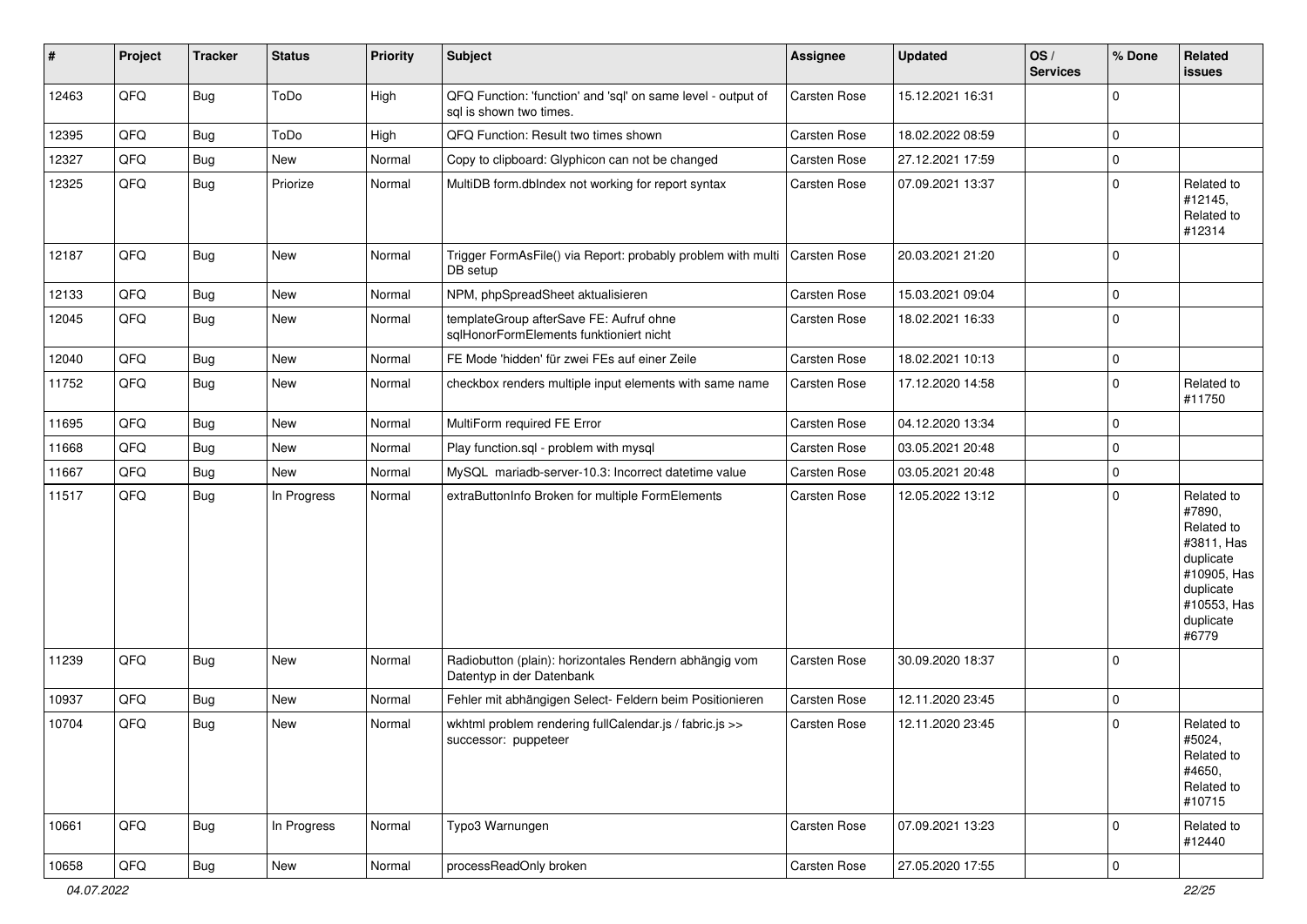| # | Project | Tracker | Status | Priority | Subject | Assignee | Updated | OS / Services | % Done | Related issues |
|---|---|---|---|---|---|---|---|---|---|---|
| 12463 | QFQ | Bug | ToDo | High | QFQ Function: 'function' and 'sql' on same level - output of sql is shown two times. | Carsten Rose | 15.12.2021 16:31 | | 0 | |
| 12395 | QFQ | Bug | ToDo | High | QFQ Function: Result two times shown | Carsten Rose | 18.02.2022 08:59 | | 0 | |
| 12327 | QFQ | Bug | New | Normal | Copy to clipboard: Glyphicon can not be changed | Carsten Rose | 27.12.2021 17:59 | | 0 | |
| 12325 | QFQ | Bug | Priorize | Normal | MultiDB form.dbIndex not working for report syntax | Carsten Rose | 07.09.2021 13:37 | | 0 | Related to #12145, Related to #12314 |
| 12187 | QFQ | Bug | New | Normal | Trigger FormAsFile() via Report: probably problem with multi DB setup | Carsten Rose | 20.03.2021 21:20 | | 0 | |
| 12133 | QFQ | Bug | New | Normal | NPM, phpSpreadSheet aktualisieren | Carsten Rose | 15.03.2021 09:04 | | 0 | |
| 12045 | QFQ | Bug | New | Normal | templateGroup afterSave FE: Aufruf ohne sqlHonorFormElements funktioniert nicht | Carsten Rose | 18.02.2021 16:33 | | 0 | |
| 12040 | QFQ | Bug | New | Normal | FE Mode 'hidden' für zwei FEs auf einer Zeile | Carsten Rose | 18.02.2021 10:13 | | 0 | |
| 11752 | QFQ | Bug | New | Normal | checkbox renders multiple input elements with same name | Carsten Rose | 17.12.2020 14:58 | | 0 | Related to #11750 |
| 11695 | QFQ | Bug | New | Normal | MultiForm required FE Error | Carsten Rose | 04.12.2020 13:34 | | 0 | |
| 11668 | QFQ | Bug | New | Normal | Play function.sql - problem with mysql | Carsten Rose | 03.05.2021 20:48 | | 0 | |
| 11667 | QFQ | Bug | New | Normal | MySQL mariadb-server-10.3: Incorrect datetime value | Carsten Rose | 03.05.2021 20:48 | | 0 | |
| 11517 | QFQ | Bug | In Progress | Normal | extraButtonInfo Broken for multiple FormElements | Carsten Rose | 12.05.2022 13:12 | | 0 | Related to #7890, Related to #3811, Has duplicate #10905, Has duplicate #10553, Has duplicate #6779 |
| 11239 | QFQ | Bug | New | Normal | Radiobutton (plain): horizontales Rendern abhängig vom Datentyp in der Datenbank | Carsten Rose | 30.09.2020 18:37 | | 0 | |
| 10937 | QFQ | Bug | New | Normal | Fehler mit abhängigen Select- Feldern beim Positionieren | Carsten Rose | 12.11.2020 23:45 | | 0 | |
| 10704 | QFQ | Bug | New | Normal | wkhtml problem rendering fullCalendar.js / fabric.js >> successor: puppeteer | Carsten Rose | 12.11.2020 23:45 | | 0 | Related to #5024, Related to #4650, Related to #10715 |
| 10661 | QFQ | Bug | In Progress | Normal | Typo3 Warnungen | Carsten Rose | 07.09.2021 13:23 | | 0 | Related to #12440 |
| 10658 | QFQ | Bug | New | Normal | processReadOnly broken | Carsten Rose | 27.05.2020 17:55 | | 0 | |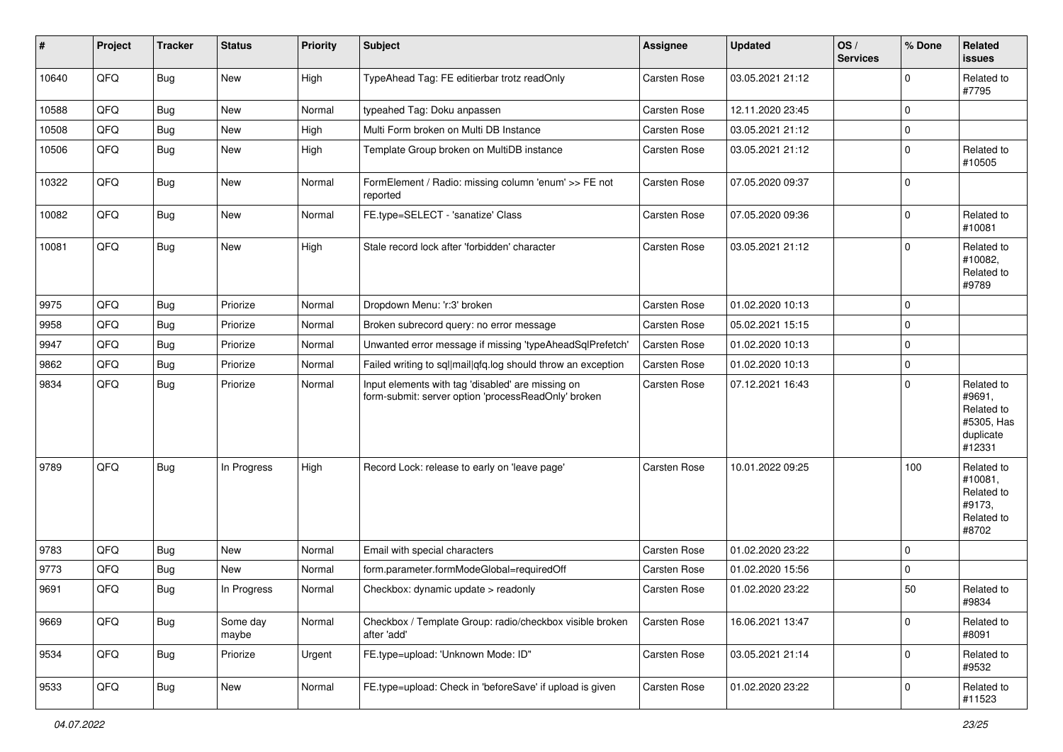| # | Project | Tracker | Status | Priority | Subject | Assignee | Updated | OS / Services | % Done | Related issues |
|---|---|---|---|---|---|---|---|---|---|---|
| 10640 | QFQ | Bug | New | High | TypeAhead Tag: FE editierbar trotz readOnly | Carsten Rose | 03.05.2021 21:12 | | 0 | Related to #7795 |
| 10588 | QFQ | Bug | New | Normal | typeahed Tag: Doku anpassen | Carsten Rose | 12.11.2020 23:45 | | 0 | |
| 10508 | QFQ | Bug | New | High | Multi Form broken on Multi DB Instance | Carsten Rose | 03.05.2021 21:12 | | 0 | |
| 10506 | QFQ | Bug | New | High | Template Group broken on MultiDB instance | Carsten Rose | 03.05.2021 21:12 | | 0 | Related to #10505 |
| 10322 | QFQ | Bug | New | Normal | FormElement / Radio: missing column 'enum' >> FE not reported | Carsten Rose | 07.05.2020 09:37 | | 0 | |
| 10082 | QFQ | Bug | New | Normal | FE.type=SELECT - 'sanatize' Class | Carsten Rose | 07.05.2020 09:36 | | 0 | Related to #10081 |
| 10081 | QFQ | Bug | New | High | Stale record lock after 'forbidden' character | Carsten Rose | 03.05.2021 21:12 | | 0 | Related to #10082, Related to #9789 |
| 9975 | QFQ | Bug | Priorize | Normal | Dropdown Menu: 'r:3' broken | Carsten Rose | 01.02.2020 10:13 | | 0 | |
| 9958 | QFQ | Bug | Priorize | Normal | Broken subrecord query: no error message | Carsten Rose | 05.02.2021 15:15 | | 0 | |
| 9947 | QFQ | Bug | Priorize | Normal | Unwanted error message if missing 'typeAheadSqlPrefetch' | Carsten Rose | 01.02.2020 10:13 | | 0 | |
| 9862 | QFQ | Bug | Priorize | Normal | Failed writing to sql\|mail\|qfq.log should throw an exception | Carsten Rose | 01.02.2020 10:13 | | 0 | |
| 9834 | QFQ | Bug | Priorize | Normal | Input elements with tag 'disabled' are missing on form-submit: server option 'processReadOnly' broken | Carsten Rose | 07.12.2021 16:43 | | 0 | Related to #9691, Related to #5305, Has duplicate #12331 |
| 9789 | QFQ | Bug | In Progress | High | Record Lock: release to early on 'leave page' | Carsten Rose | 10.01.2022 09:25 | | 100 | Related to #10081, Related to #9173, Related to #8702 |
| 9783 | QFQ | Bug | New | Normal | Email with special characters | Carsten Rose | 01.02.2020 23:22 | | 0 | |
| 9773 | QFQ | Bug | New | Normal | form.parameter.formModeGlobal=requiredOff | Carsten Rose | 01.02.2020 15:56 | | 0 | |
| 9691 | QFQ | Bug | In Progress | Normal | Checkbox: dynamic update > readonly | Carsten Rose | 01.02.2020 23:22 | | 50 | Related to #9834 |
| 9669 | QFQ | Bug | Some day maybe | Normal | Checkbox / Template Group: radio/checkbox visible broken after 'add' | Carsten Rose | 16.06.2021 13:47 | | 0 | Related to #8091 |
| 9534 | QFQ | Bug | Priorize | Urgent | FE.type=upload: 'Unknown Mode: ID" | Carsten Rose | 03.05.2021 21:14 | | 0 | Related to #9532 |
| 9533 | QFQ | Bug | New | Normal | FE.type=upload: Check in 'beforeSave' if upload is given | Carsten Rose | 01.02.2020 23:22 | | 0 | Related to #11523 |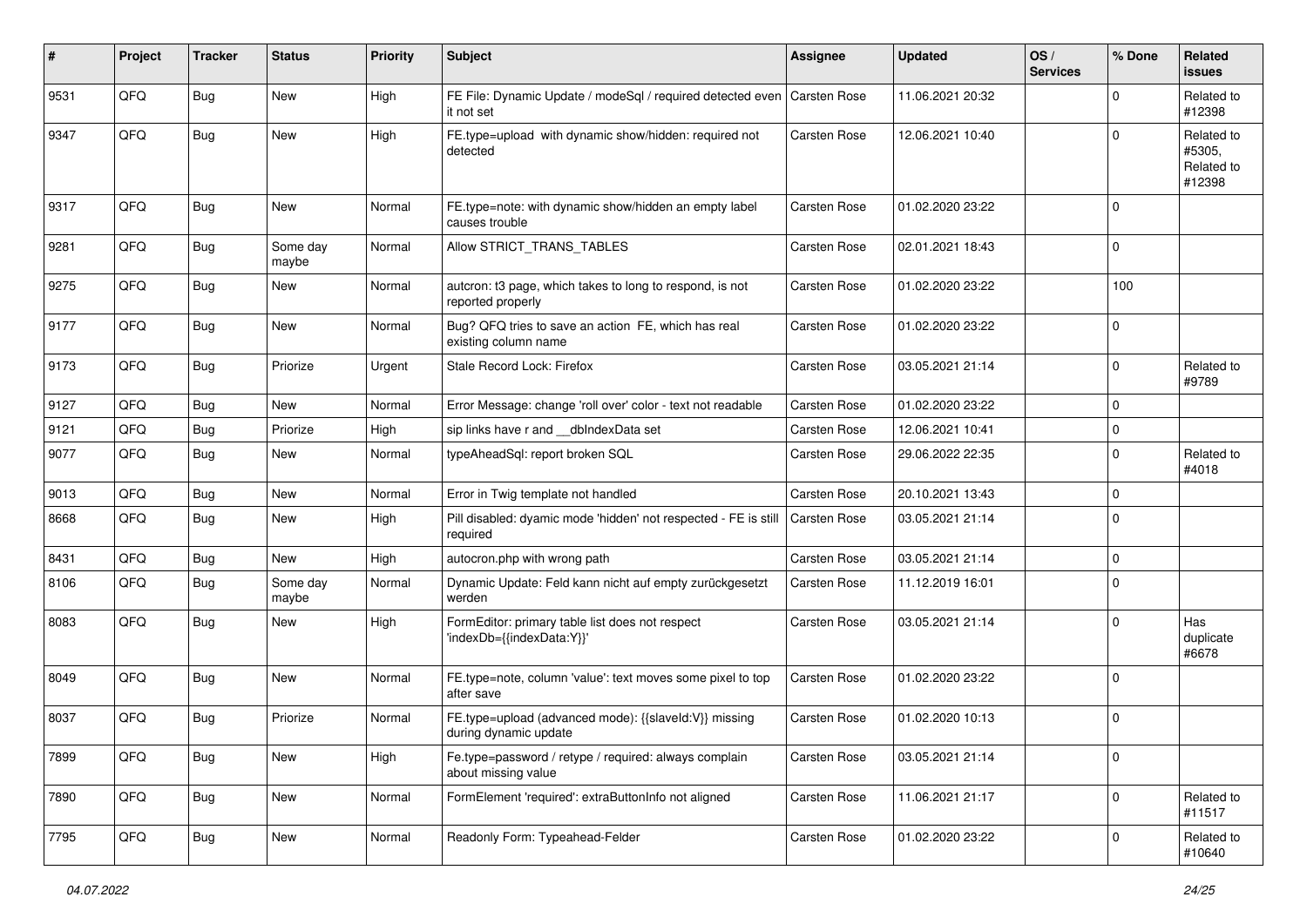| # | Project | Tracker | Status | Priority | Subject | Assignee | Updated | OS / Services | % Done | Related issues |
|---|---|---|---|---|---|---|---|---|---|---|
| 9531 | QFQ | Bug | New | High | FE File: Dynamic Update / modeSql / required detected even it not set | Carsten Rose | 11.06.2021 20:32 | | 0 | Related to #12398 |
| 9347 | QFQ | Bug | New | High | FE.type=upload with dynamic show/hidden: required not detected | Carsten Rose | 12.06.2021 10:40 | | 0 | Related to #5305, Related to #12398 |
| 9317 | QFQ | Bug | New | Normal | FE.type=note: with dynamic show/hidden an empty label causes trouble | Carsten Rose | 01.02.2020 23:22 | | 0 | |
| 9281 | QFQ | Bug | Some day maybe | Normal | Allow STRICT_TRANS_TABLES | Carsten Rose | 02.01.2021 18:43 | | 0 | |
| 9275 | QFQ | Bug | New | Normal | autcron: t3 page, which takes to long to respond, is not reported properly | Carsten Rose | 01.02.2020 23:22 | | 100 | |
| 9177 | QFQ | Bug | New | Normal | Bug? QFQ tries to save an action FE, which has real existing column name | Carsten Rose | 01.02.2020 23:22 | | 0 | |
| 9173 | QFQ | Bug | Priorize | Urgent | Stale Record Lock: Firefox | Carsten Rose | 03.05.2021 21:14 | | 0 | Related to #9789 |
| 9127 | QFQ | Bug | New | Normal | Error Message: change 'roll over' color - text not readable | Carsten Rose | 01.02.2020 23:22 | | 0 | |
| 9121 | QFQ | Bug | Priorize | High | sip links have r and __dbIndexData set | Carsten Rose | 12.06.2021 10:41 | | 0 | |
| 9077 | QFQ | Bug | New | Normal | typeAheadSql: report broken SQL | Carsten Rose | 29.06.2022 22:35 | | 0 | Related to #4018 |
| 9013 | QFQ | Bug | New | Normal | Error in Twig template not handled | Carsten Rose | 20.10.2021 13:43 | | 0 | |
| 8668 | QFQ | Bug | New | High | Pill disabled: dyamic mode 'hidden' not respected - FE is still required | Carsten Rose | 03.05.2021 21:14 | | 0 | |
| 8431 | QFQ | Bug | New | High | autocron.php with wrong path | Carsten Rose | 03.05.2021 21:14 | | 0 | |
| 8106 | QFQ | Bug | Some day maybe | Normal | Dynamic Update: Feld kann nicht auf empty zurückgesetzt werden | Carsten Rose | 11.12.2019 16:01 | | 0 | |
| 8083 | QFQ | Bug | New | High | FormEditor: primary table list does not respect 'indexDb={{indexData:Y}}' | Carsten Rose | 03.05.2021 21:14 | | 0 | Has duplicate #6678 |
| 8049 | QFQ | Bug | New | Normal | FE.type=note, column 'value': text moves some pixel to top after save | Carsten Rose | 01.02.2020 23:22 | | 0 | |
| 8037 | QFQ | Bug | Priorize | Normal | FE.type=upload (advanced mode): {{slaveId:V}} missing during dynamic update | Carsten Rose | 01.02.2020 10:13 | | 0 | |
| 7899 | QFQ | Bug | New | High | Fe.type=password / retype / required: always complain about missing value | Carsten Rose | 03.05.2021 21:14 | | 0 | |
| 7890 | QFQ | Bug | New | Normal | FormElement 'required': extraButtonInfo not aligned | Carsten Rose | 11.06.2021 21:17 | | 0 | Related to #11517 |
| 7795 | QFQ | Bug | New | Normal | Readonly Form: Typeahead-Felder | Carsten Rose | 01.02.2020 23:22 | | 0 | Related to #10640 |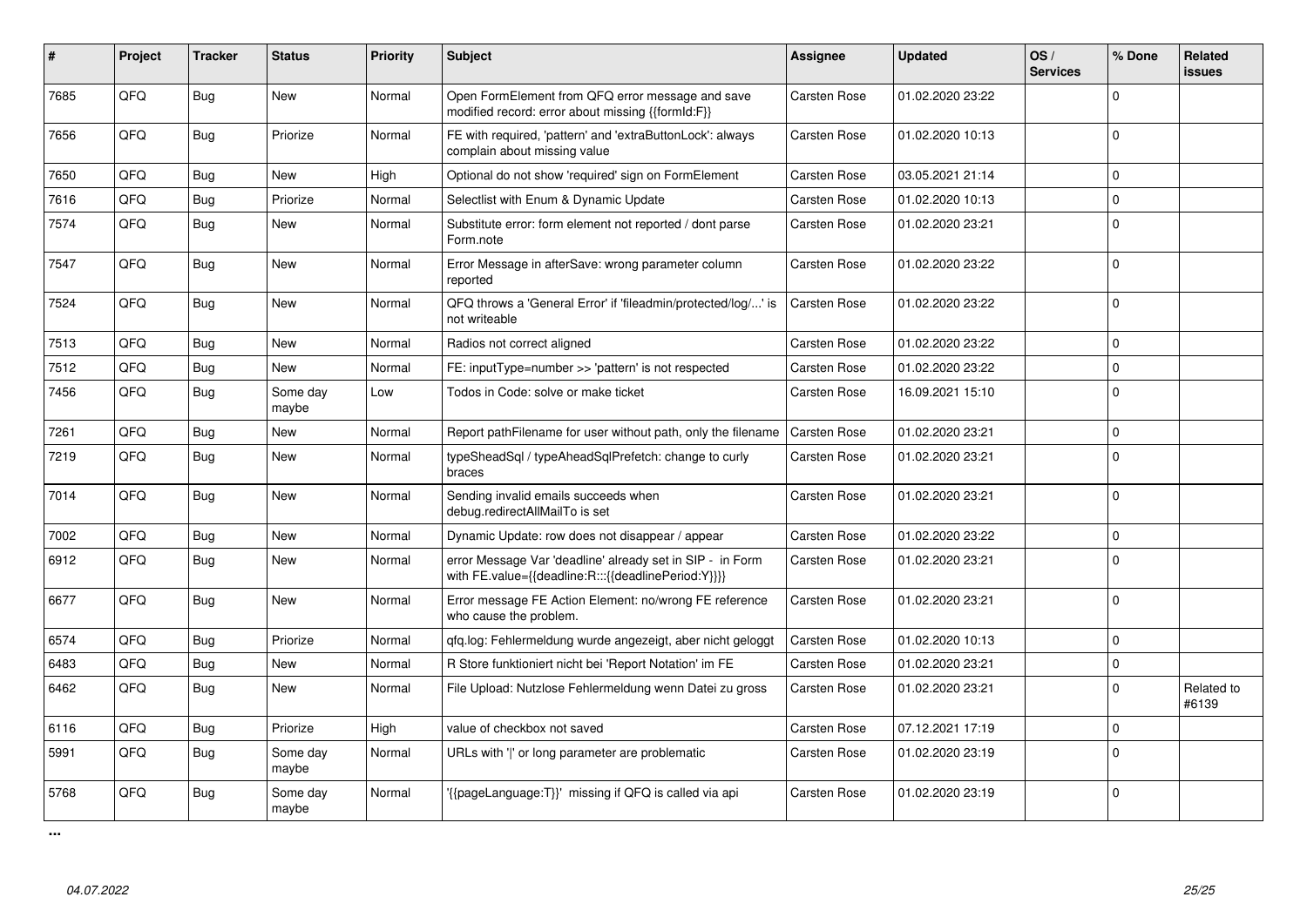| # | Project | Tracker | Status | Priority | Subject | Assignee | Updated | OS / Services | % Done | Related issues |
|---|---|---|---|---|---|---|---|---|---|---|
| 7685 | QFQ | Bug | New | Normal | Open FormElement from QFQ error message and save modified record: error about missing {{formId:F}} | Carsten Rose | 01.02.2020 23:22 | | 0 | |
| 7656 | QFQ | Bug | Priorize | Normal | FE with required, 'pattern' and 'extraButtonLock': always complain about missing value | Carsten Rose | 01.02.2020 10:13 | | 0 | |
| 7650 | QFQ | Bug | New | High | Optional do not show 'required' sign on FormElement | Carsten Rose | 03.05.2021 21:14 | | 0 | |
| 7616 | QFQ | Bug | Priorize | Normal | Selectlist with Enum & Dynamic Update | Carsten Rose | 01.02.2020 10:13 | | 0 | |
| 7574 | QFQ | Bug | New | Normal | Substitute error: form element not reported / dont parse Form.note | Carsten Rose | 01.02.2020 23:21 | | 0 | |
| 7547 | QFQ | Bug | New | Normal | Error Message in afterSave: wrong parameter column reported | Carsten Rose | 01.02.2020 23:22 | | 0 | |
| 7524 | QFQ | Bug | New | Normal | QFQ throws a 'General Error' if 'fileadmin/protected/log/...' is not writeable | Carsten Rose | 01.02.2020 23:22 | | 0 | |
| 7513 | QFQ | Bug | New | Normal | Radios not correct aligned | Carsten Rose | 01.02.2020 23:22 | | 0 | |
| 7512 | QFQ | Bug | New | Normal | FE: inputType=number >> 'pattern' is not respected | Carsten Rose | 01.02.2020 23:22 | | 0 | |
| 7456 | QFQ | Bug | Some day maybe | Low | Todos in Code: solve or make ticket | Carsten Rose | 16.09.2021 15:10 | | 0 | |
| 7261 | QFQ | Bug | New | Normal | Report pathFilename for user without path, only the filename | Carsten Rose | 01.02.2020 23:21 | | 0 | |
| 7219 | QFQ | Bug | New | Normal | typeSheadSql / typeAheadSqlPrefetch: change to curly braces | Carsten Rose | 01.02.2020 23:21 | | 0 | |
| 7014 | QFQ | Bug | New | Normal | Sending invalid emails succeeds when debug.redirectAllMailTo is set | Carsten Rose | 01.02.2020 23:21 | | 0 | |
| 7002 | QFQ | Bug | New | Normal | Dynamic Update: row does not disappear / appear | Carsten Rose | 01.02.2020 23:22 | | 0 | |
| 6912 | QFQ | Bug | New | Normal | error Message Var 'deadline' already set in SIP - in Form with FE.value={{deadline:R:::{{deadlinePeriod:Y}}}} | Carsten Rose | 01.02.2020 23:21 | | 0 | |
| 6677 | QFQ | Bug | New | Normal | Error message FE Action Element: no/wrong FE reference who cause the problem. | Carsten Rose | 01.02.2020 23:21 | | 0 | |
| 6574 | QFQ | Bug | Priorize | Normal | qfq.log: Fehlermeldung wurde angezeigt, aber nicht geloggt | Carsten Rose | 01.02.2020 10:13 | | 0 | |
| 6483 | QFQ | Bug | New | Normal | R Store funktioniert nicht bei 'Report Notation' im FE | Carsten Rose | 01.02.2020 23:21 | | 0 | |
| 6462 | QFQ | Bug | New | Normal | File Upload: Nutzlose Fehlermeldung wenn Datei zu gross | Carsten Rose | 01.02.2020 23:21 | | 0 | Related to #6139 |
| 6116 | QFQ | Bug | Priorize | High | value of checkbox not saved | Carsten Rose | 07.12.2021 17:19 | | 0 | |
| 5991 | QFQ | Bug | Some day maybe | Normal | URLs with '\|' or long parameter are problematic | Carsten Rose | 01.02.2020 23:19 | | 0 | |
| 5768 | QFQ | Bug | Some day maybe | Normal | '{{pageLanguage:T}}' missing if QFQ is called via api | Carsten Rose | 01.02.2020 23:19 | | 0 | |

...